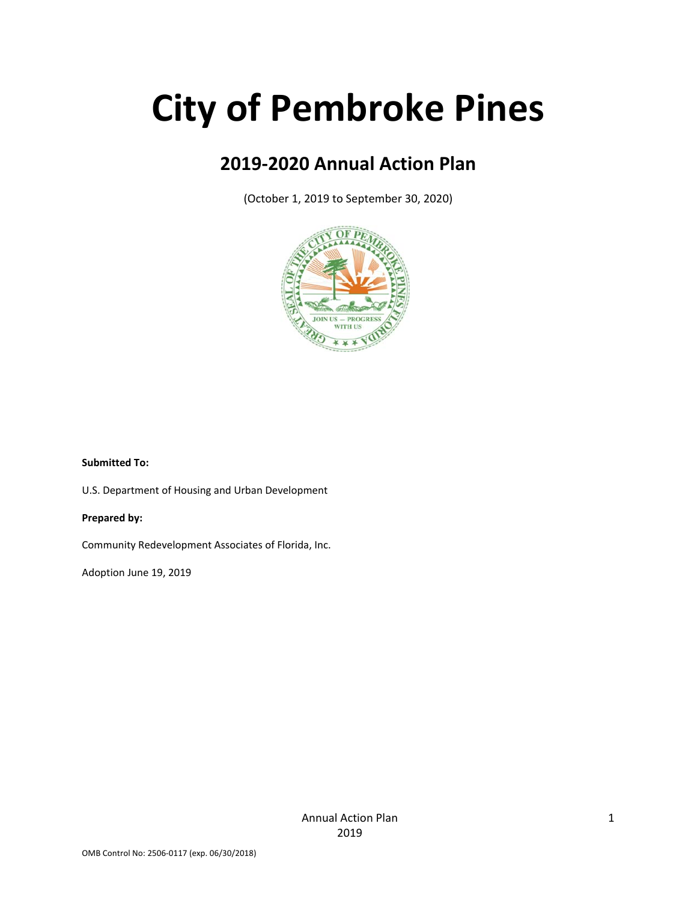# City of Pembroke Pines

## 2019-2020 Annual Action Plan

(October 1, 2019 to September 30, 2020)

**Submitted To:**

U.S. Department of Housing and Urban Development

**Prepared by:**

Community Redevelopment Associates of Florida, Inc.

Adoption June 19, 2019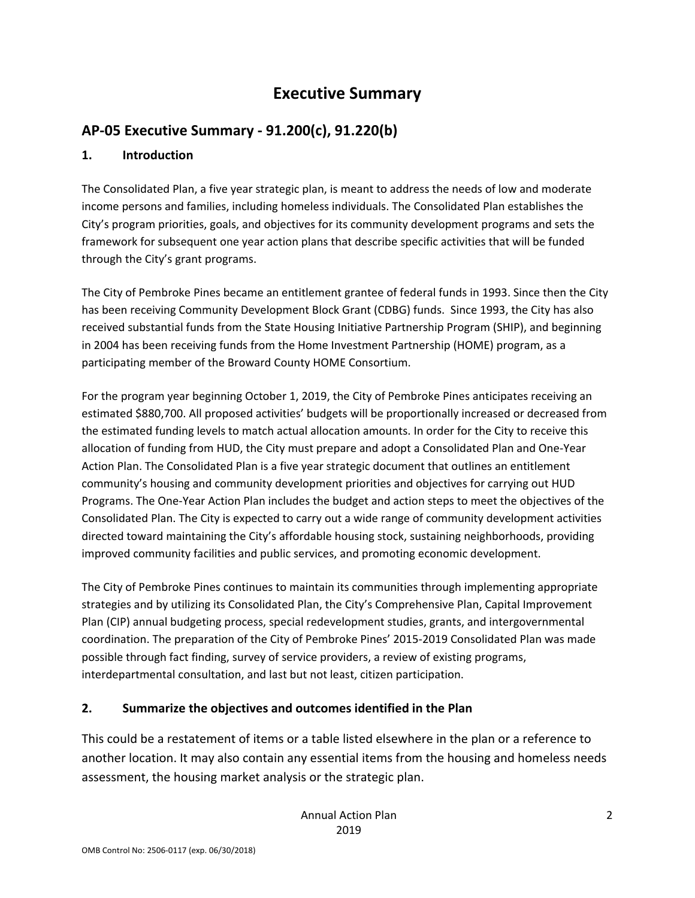# Executive Summary

## AP-05 Executive Summary - 91.200(c), 91.220(b)

### 1. Introduction

The Consolidated Plan, a five year strategic plan, is meant to address the needs of low and moderate income persons and families, including homeless individuals. The Consolidated Plan establishes the City's program priorities, goals, and objectives for its community development programs and sets the framework for subsequent one year action plans that describe specific activities that will be funded through the City's grant programs.

The City of Pembroke Pines became an entitlement grantee of federal funds in 1993. Since then the City has been receiving Community Development Block Grant (CDBG) funds. Since 1993, the City has also received substantial funds from the State Housing Initiative Partnership Program (SHIP), and beginning in 2004 has been receiving funds from the Home Investment Partnership (HOME) program, as a participating member of the Broward County HOME Consortium.

For the program year beginning October 1, 2019, the City of Pembroke Pines anticipates receiving an estimated $880,700. All proposed activities' budgets will be proportionally increased or decreased from the estimated funding levels to match actual allocation amounts. In order for the City to receive this allocation of funding from HUD, the City must prepare and adopt a Consolidated Plan and One-Year Action Plan. The Consolidated Plan is a five year strategic document that outlines an entitlement community's housing and community development priorities and objectives for carrying out HUD Programs. The One-Year Action Plan includes the budget and action steps to meet the objectives of the Consolidated Plan. The City is expected to carry out a wide range of community development activities directed toward maintaining the City's affordable housing stock, sustaining neighborhoods, providing improved community facilities and public services, and promoting economic development.

The City of Pembroke Pines continues to maintain its communities through implementing appropriate strategies and by utilizing its Consolidated Plan, the City's Comprehensive Plan, Capital Improvement Plan (CIP) annual budgeting process, special redevelopment studies, grants, and intergovernmental coordination. The preparation of the City of Pembroke Pines' 2015-2019 Consolidated Plan was made possible through fact finding, survey of service providers, a review of existing programs, interdepartmental consultation, and last but not least, citizen participation.

### 2. Summarize the objectives and outcomes identified in the Plan

This could be a restatement of items or a table listed elsewhere in the plan or a reference to another location. It may also contain any essential items from the housing and homeless needs assessment, the housing market analysis or the strategic plan.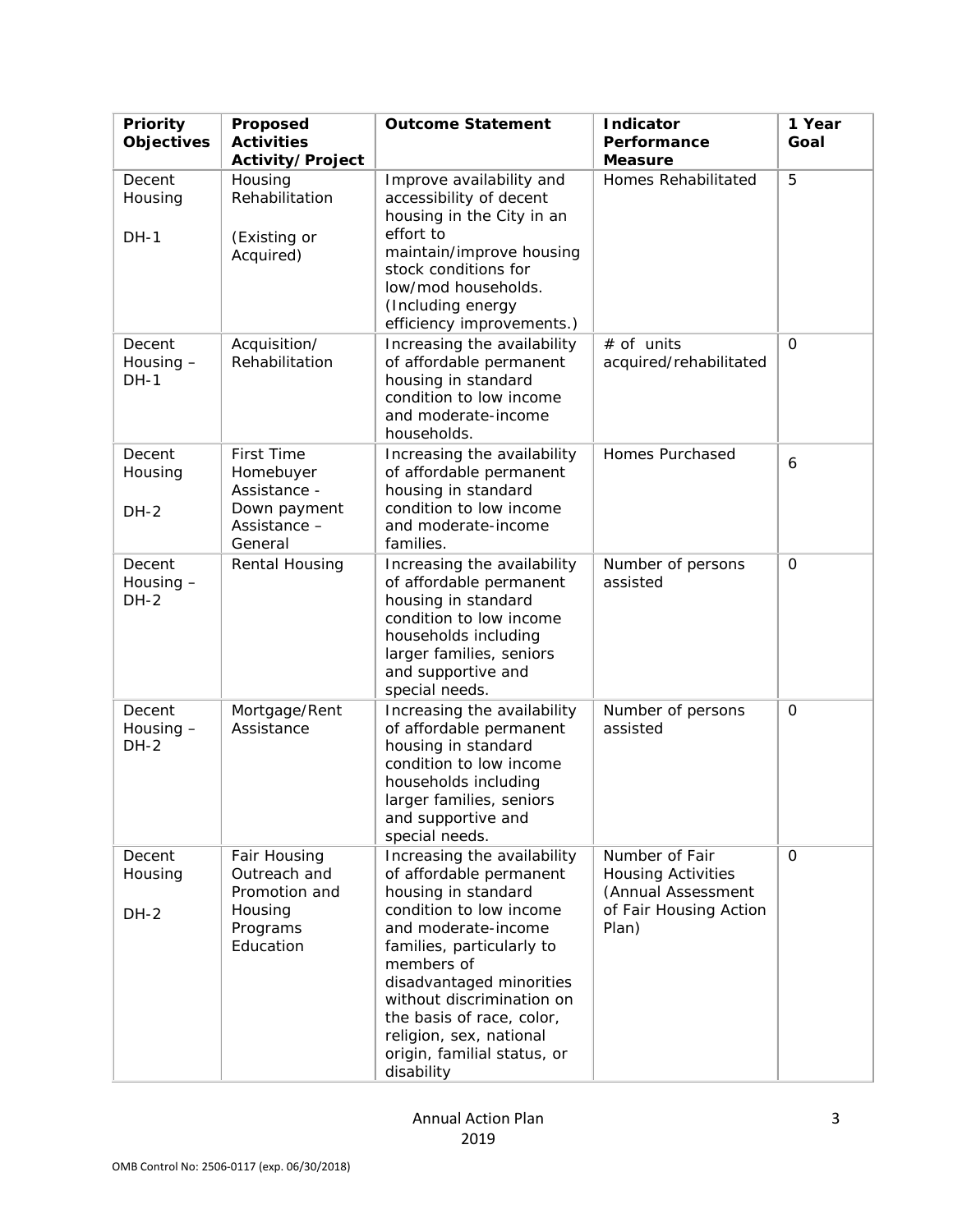| Priority Objectives | Proposed Activities Activity/Project | Outcome Statement | Indicator Performance Measure | 1 Year Goal |
|---|---|---|---|---|
| Decent Housing<br><br>DH-1 | Housing Rehabilitation<br><br>(Existing or Acquired) | Improve availability and accessibility of decent housing in the City in an effort to maintain/improve housing stock conditions for low/mod households. (Including energy efficiency improvements.) | Homes Rehabilitated | 5 |
| Decent Housing – DH-1 | Acquisition/ Rehabilitation | Increasing the availability of affordable permanent housing in standard condition to low income and moderate-income households. | # of units acquired/rehabilitated | 0 |
| Decent Housing<br><br>DH-2 | First Time Homebuyer Assistance - Down payment Assistance – General | Increasing the availability of affordable permanent housing in standard condition to low income and moderate-income families. | Homes Purchased | 6 |
| Decent Housing – DH-2 | Rental Housing | Increasing the availability of affordable permanent housing in standard condition to low income households including larger families, seniors and supportive and special needs. | Number of persons assisted | 0 |
| Decent Housing – DH-2 | Mortgage/Rent Assistance | Increasing the availability of affordable permanent housing in standard condition to low income households including larger families, seniors and supportive and special needs. | Number of persons assisted | 0 |
| Decent Housing<br><br>DH-2 | Fair Housing Outreach and Promotion and Housing Programs Education | Increasing the availability of affordable permanent housing in standard condition to low income and moderate-income families, particularly to members of disadvantaged minorities without discrimination on the basis of race, color, religion, sex, national origin, familial status, or disability | Number of Fair Housing Activities (Annual Assessment of Fair Housing Action Plan) | 0 |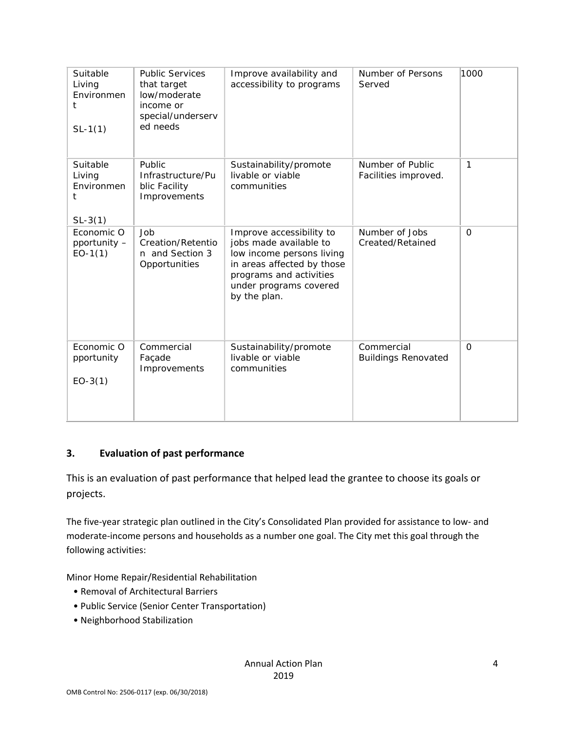| Suitable Living Environment SL-1(1) | Public Services that target low/moderate income or special/underserved needs | Improve availability and accessibility to programs | Number of Persons Served | 1000 |
|---|---|---|---|---|
| Suitable Living Environment SL-3(1) | Public Infrastructure/Public Facility Improvements | Sustainability/promote livable or viable communities | Number of Public Facilities improved. | 1 |
| Economic Opportunity – EO-1(1) | Job Creation/Retention and Section 3 Opportunities | Improve accessibility to jobs made available to low income persons living in areas affected by those programs and activities under programs covered by the plan. | Number of Jobs Created/Retained | 0 |
| Economic Opportunity EO-3(1) | Commercial Façade Improvements | Sustainability/promote livable or viable communities | Commercial Buildings Renovated | 0 |

## 3. Evaluation of past performance

This is an evaluation of past performance that helped lead the grantee to choose its goals or projects.

The five-year strategic plan outlined in the City's Consolidated Plan provided for assistance to low- and moderate-income persons and households as a number one goal. The City met this goal through the following activities:

Minor Home Repair/Residential Rehabilitation

- Removal of Architectural Barriers
- Public Service (Senior Center Transportation)
- Neighborhood Stabilization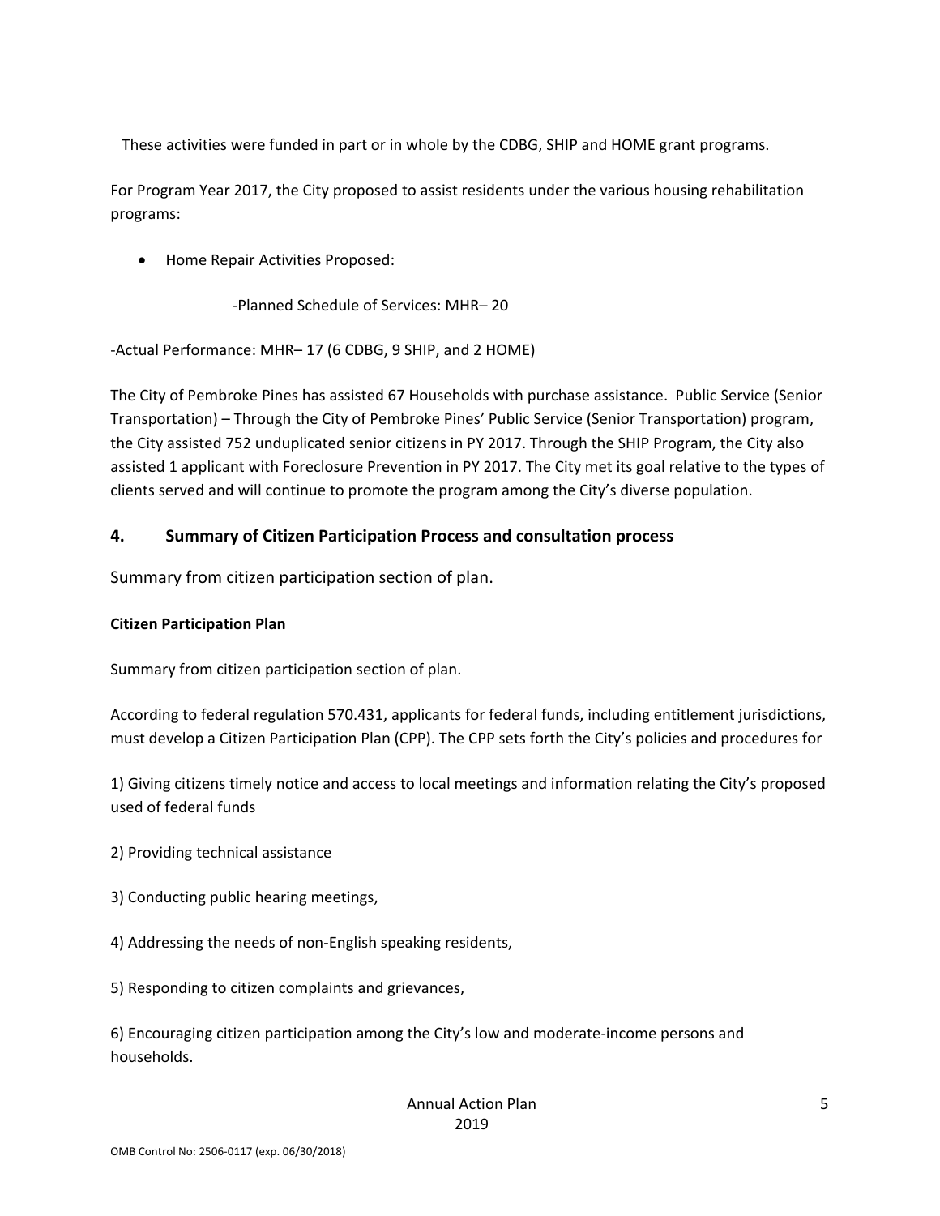These activities were funded in part or in whole by the CDBG, SHIP and HOME grant programs.

For Program Year 2017, the City proposed to assist residents under the various housing rehabilitation programs:

- Home Repair Activities Proposed:

  -Planned Schedule of Services: MHR– 20

-Actual Performance: MHR– 17 (6 CDBG, 9 SHIP, and 2 HOME)

The City of Pembroke Pines has assisted 67 Households with purchase assistance. Public Service (Senior Transportation) – Through the City of Pembroke Pines' Public Service (Senior Transportation) program, the City assisted 752 unduplicated senior citizens in PY 2017. Through the SHIP Program, the City also assisted 1 applicant with Foreclosure Prevention in PY 2017. The City met its goal relative to the types of clients served and will continue to promote the program among the City's diverse population.

## 4. Summary of Citizen Participation Process and consultation process

Summary from citizen participation section of plan.

**Citizen Participation Plan**

Summary from citizen participation section of plan.

According to federal regulation 570.431, applicants for federal funds, including entitlement jurisdictions, must develop a Citizen Participation Plan (CPP). The CPP sets forth the City's policies and procedures for

1) Giving citizens timely notice and access to local meetings and information relating the City's proposed used of federal funds

2) Providing technical assistance

3) Conducting public hearing meetings,

4) Addressing the needs of non-English speaking residents,

5) Responding to citizen complaints and grievances,

6) Encouraging citizen participation among the City's low and moderate-income persons and households.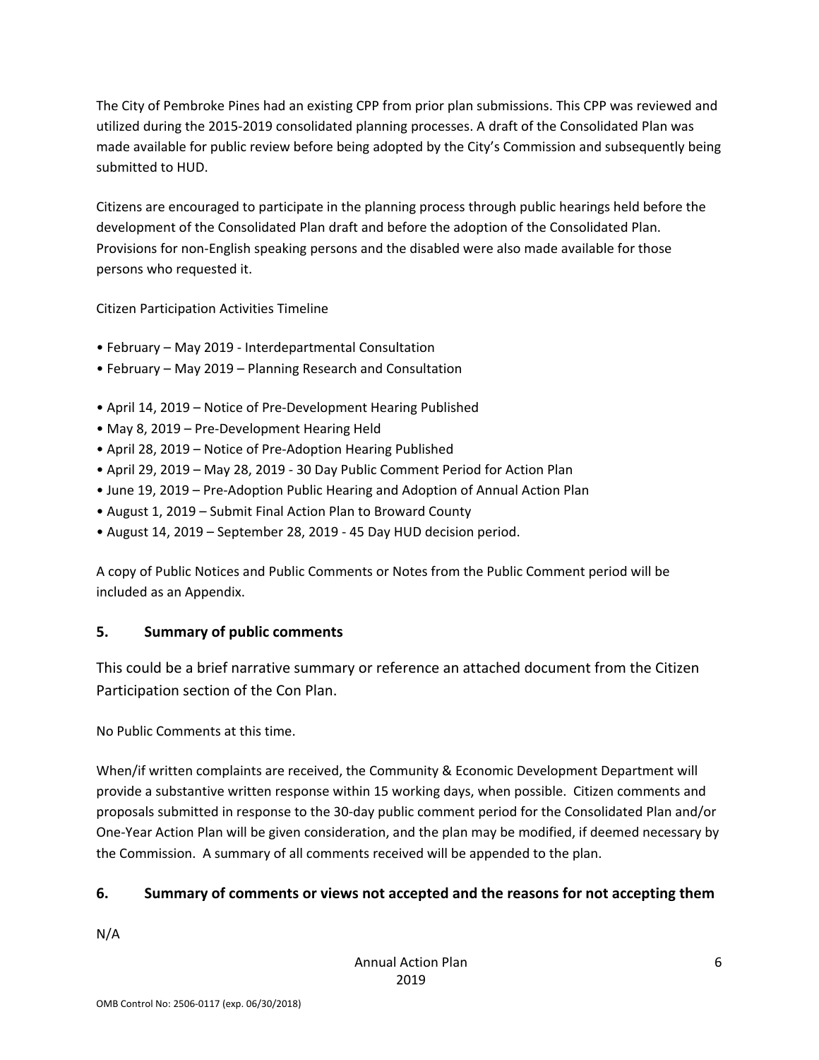The City of Pembroke Pines had an existing CPP from prior plan submissions. This CPP was reviewed and utilized during the 2015-2019 consolidated planning processes. A draft of the Consolidated Plan was made available for public review before being adopted by the City's Commission and subsequently being submitted to HUD.

Citizens are encouraged to participate in the planning process through public hearings held before the development of the Consolidated Plan draft and before the adoption of the Consolidated Plan. Provisions for non-English speaking persons and the disabled were also made available for those persons who requested it.

Citizen Participation Activities Timeline

- February – May 2019 - Interdepartmental Consultation
- February – May 2019 – Planning Research and Consultation

- April 14, 2019 – Notice of Pre-Development Hearing Published
- May 8, 2019 – Pre-Development Hearing Held
- April 28, 2019 – Notice of Pre-Adoption Hearing Published
- April 29, 2019 – May 28, 2019 - 30 Day Public Comment Period for Action Plan
- June 19, 2019 – Pre-Adoption Public Hearing and Adoption of Annual Action Plan
- August 1, 2019 – Submit Final Action Plan to Broward County
- August 14, 2019 – September 28, 2019 - 45 Day HUD decision period.

A copy of Public Notices and Public Comments or Notes from the Public Comment period will be included as an Appendix.

## 5. Summary of public comments

This could be a brief narrative summary or reference an attached document from the Citizen Participation section of the Con Plan.

No Public Comments at this time.

When/if written complaints are received, the Community & Economic Development Department will provide a substantive written response within 15 working days, when possible. Citizen comments and proposals submitted in response to the 30-day public comment period for the Consolidated Plan and/or One-Year Action Plan will be given consideration, and the plan may be modified, if deemed necessary by the Commission. A summary of all comments received will be appended to the plan.

## 6. Summary of comments or views not accepted and the reasons for not accepting them

N/A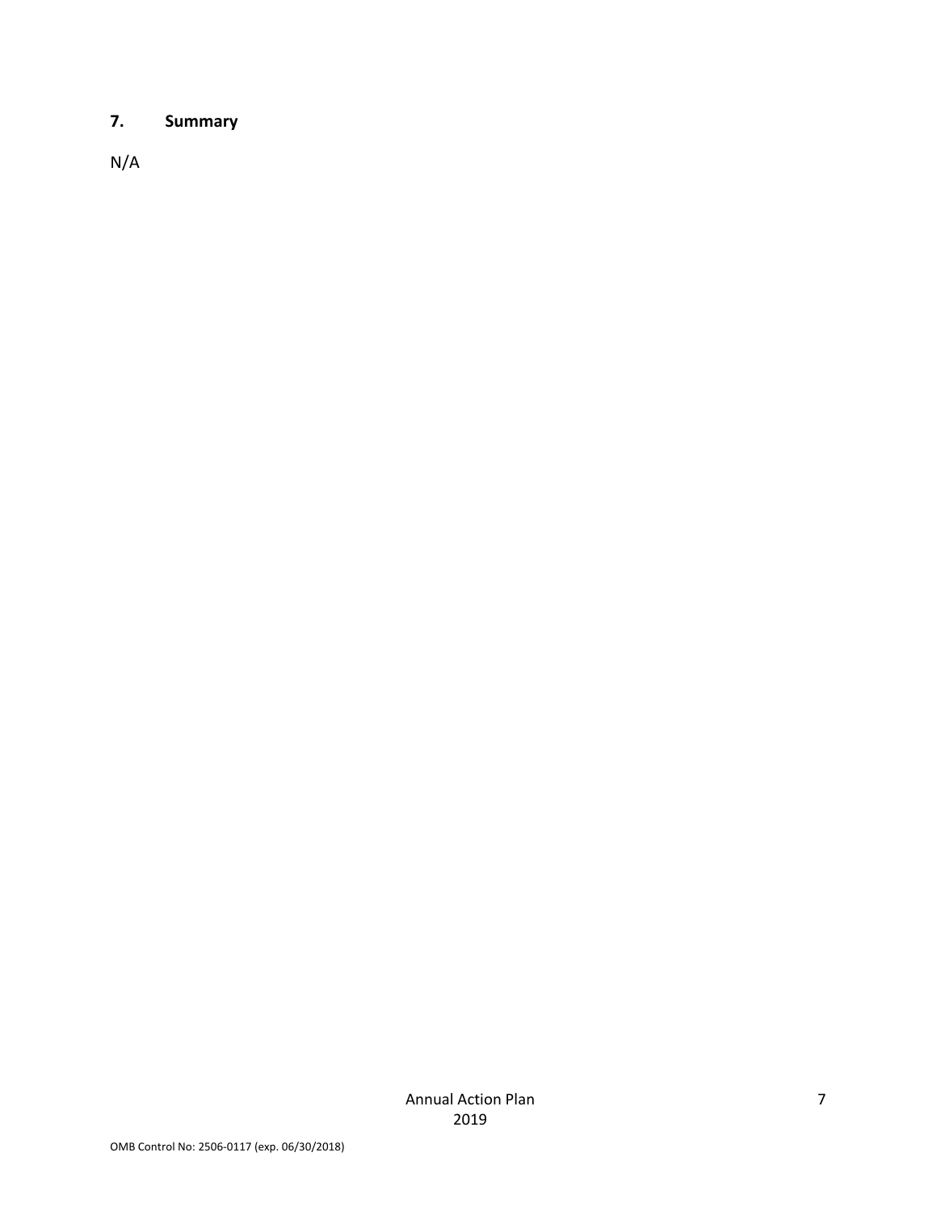## 7. Summary

N/A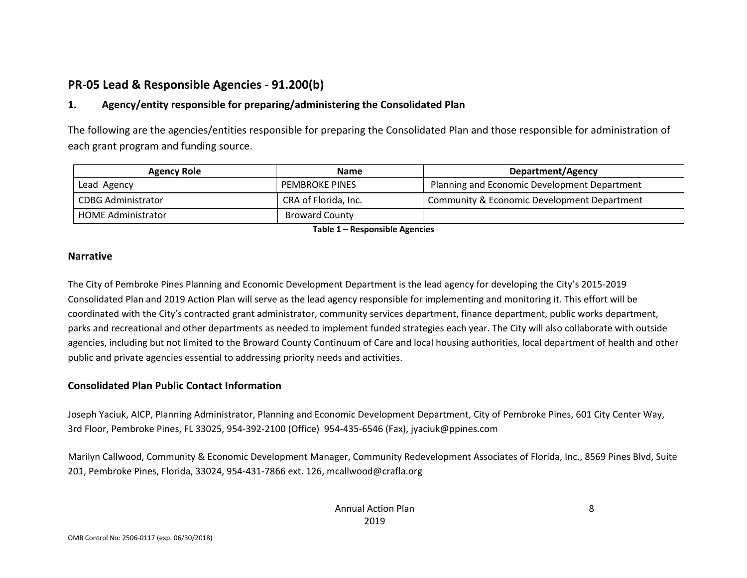## PR-05 Lead & Responsible Agencies - 91.200(b)

### 1. Agency/entity responsible for preparing/administering the Consolidated Plan

The following are the agencies/entities responsible for preparing the Consolidated Plan and those responsible for administration of each grant program and funding source.

| Agency Role | Name | Department/Agency |
|---|---|---|
| Lead Agency | PEMBROKE PINES | Planning and Economic Development Department |
| CDBG Administrator | CRA of Florida, Inc. | Community & Economic Development Department |
| HOME Administrator | Broward County | |

**Table 1 – Responsible Agencies**

### Narrative

The City of Pembroke Pines Planning and Economic Development Department is the lead agency for developing the City's 2015-2019 Consolidated Plan and 2019 Action Plan will serve as the lead agency responsible for implementing and monitoring it. This effort will be coordinated with the City's contracted grant administrator, community services department, finance department, public works department, parks and recreational and other departments as needed to implement funded strategies each year. The City will also collaborate with outside agencies, including but not limited to the Broward County Continuum of Care and local housing authorities, local department of health and other public and private agencies essential to addressing priority needs and activities.

### Consolidated Plan Public Contact Information

Joseph Yaciuk, AICP, Planning Administrator, Planning and Economic Development Department, City of Pembroke Pines, 601 City Center Way, 3rd Floor, Pembroke Pines, FL 33025, 954-392-2100 (Office) 954-435-6546 (Fax), jyaciuk@ppines.com

Marilyn Callwood, Community & Economic Development Manager, Community Redevelopment Associates of Florida, Inc., 8569 Pines Blvd, Suite 201, Pembroke Pines, Florida, 33024, 954-431-7866 ext. 126, mcallwood@crafla.org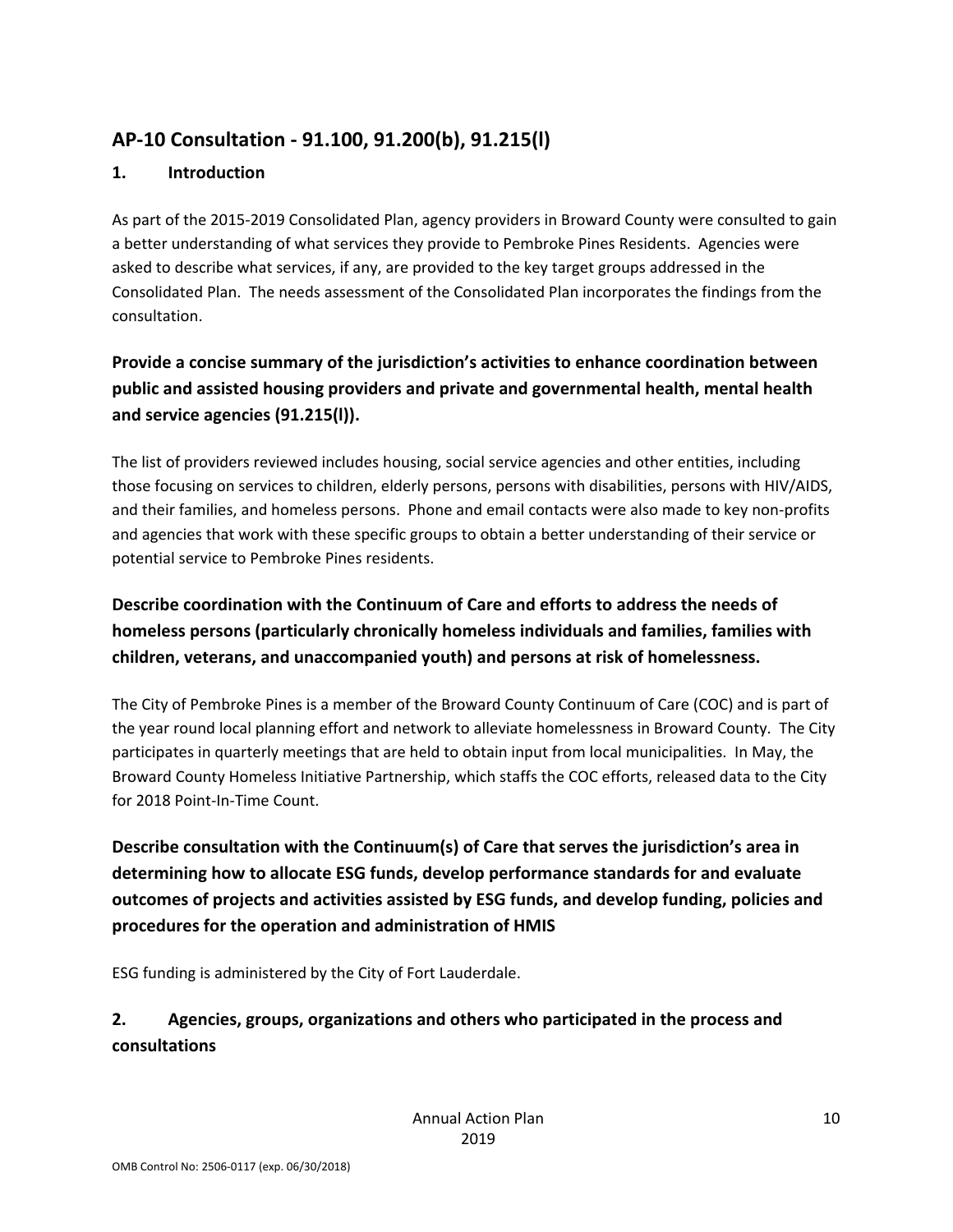## AP-10 Consultation - 91.100, 91.200(b), 91.215(l)

### 1. Introduction

As part of the 2015-2019 Consolidated Plan, agency providers in Broward County were consulted to gain a better understanding of what services they provide to Pembroke Pines Residents. Agencies were asked to describe what services, if any, are provided to the key target groups addressed in the Consolidated Plan. The needs assessment of the Consolidated Plan incorporates the findings from the consultation.

### Provide a concise summary of the jurisdiction's activities to enhance coordination between public and assisted housing providers and private and governmental health, mental health and service agencies (91.215(l)).

The list of providers reviewed includes housing, social service agencies and other entities, including those focusing on services to children, elderly persons, persons with disabilities, persons with HIV/AIDS, and their families, and homeless persons. Phone and email contacts were also made to key non-profits and agencies that work with these specific groups to obtain a better understanding of their service or potential service to Pembroke Pines residents.

### Describe coordination with the Continuum of Care and efforts to address the needs of homeless persons (particularly chronically homeless individuals and families, families with children, veterans, and unaccompanied youth) and persons at risk of homelessness.

The City of Pembroke Pines is a member of the Broward County Continuum of Care (COC) and is part of the year round local planning effort and network to alleviate homelessness in Broward County. The City participates in quarterly meetings that are held to obtain input from local municipalities. In May, the Broward County Homeless Initiative Partnership, which staffs the COC efforts, released data to the City for 2018 Point-In-Time Count.

### Describe consultation with the Continuum(s) of Care that serves the jurisdiction's area in determining how to allocate ESG funds, develop performance standards for and evaluate outcomes of projects and activities assisted by ESG funds, and develop funding, policies and procedures for the operation and administration of HMIS

ESG funding is administered by the City of Fort Lauderdale.

### 2. Agencies, groups, organizations and others who participated in the process and consultations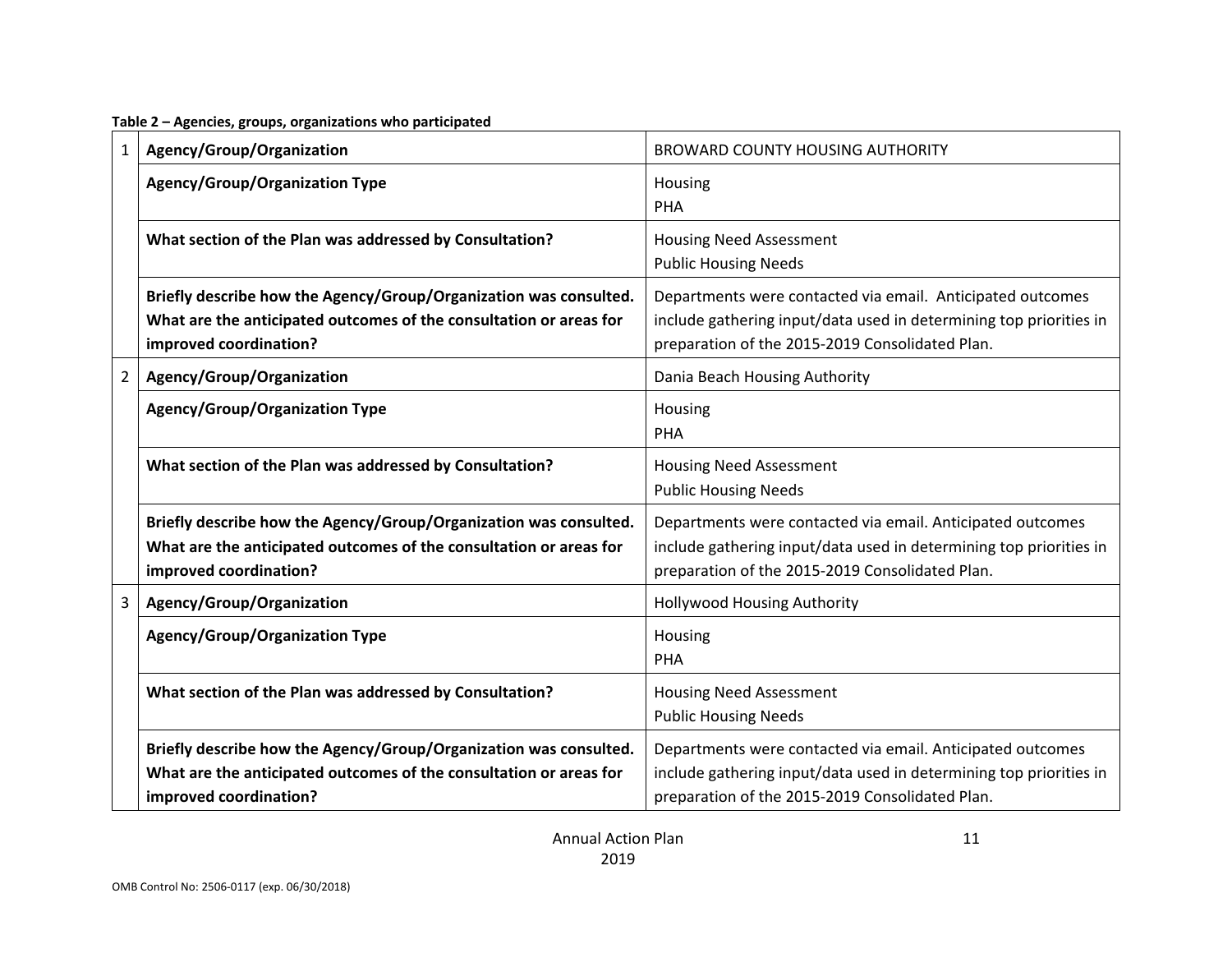**Table 2 – Agencies, groups, organizations who participated**

| | | |
|---|---|---|
| 1 | **Agency/Group/Organization** | BROWARD COUNTY HOUSING AUTHORITY |
| | **Agency/Group/Organization Type** | Housing<br>PHA |
| | **What section of the Plan was addressed by Consultation?** | Housing Need Assessment<br>Public Housing Needs |
| | **Briefly describe how the Agency/Group/Organization was consulted. What are the anticipated outcomes of the consultation or areas for improved coordination?** | Departments were contacted via email. Anticipated outcomes include gathering input/data used in determining top priorities in preparation of the 2015-2019 Consolidated Plan. |
| 2 | **Agency/Group/Organization** | Dania Beach Housing Authority |
| | **Agency/Group/Organization Type** | Housing<br>PHA |
| | **What section of the Plan was addressed by Consultation?** | Housing Need Assessment<br>Public Housing Needs |
| | **Briefly describe how the Agency/Group/Organization was consulted. What are the anticipated outcomes of the consultation or areas for improved coordination?** | Departments were contacted via email. Anticipated outcomes include gathering input/data used in determining top priorities in preparation of the 2015-2019 Consolidated Plan. |
| 3 | **Agency/Group/Organization** | Hollywood Housing Authority |
| | **Agency/Group/Organization Type** | Housing<br>PHA |
| | **What section of the Plan was addressed by Consultation?** | Housing Need Assessment<br>Public Housing Needs |
| | **Briefly describe how the Agency/Group/Organization was consulted. What are the anticipated outcomes of the consultation or areas for improved coordination?** | Departments were contacted via email. Anticipated outcomes include gathering input/data used in determining top priorities in preparation of the 2015-2019 Consolidated Plan. |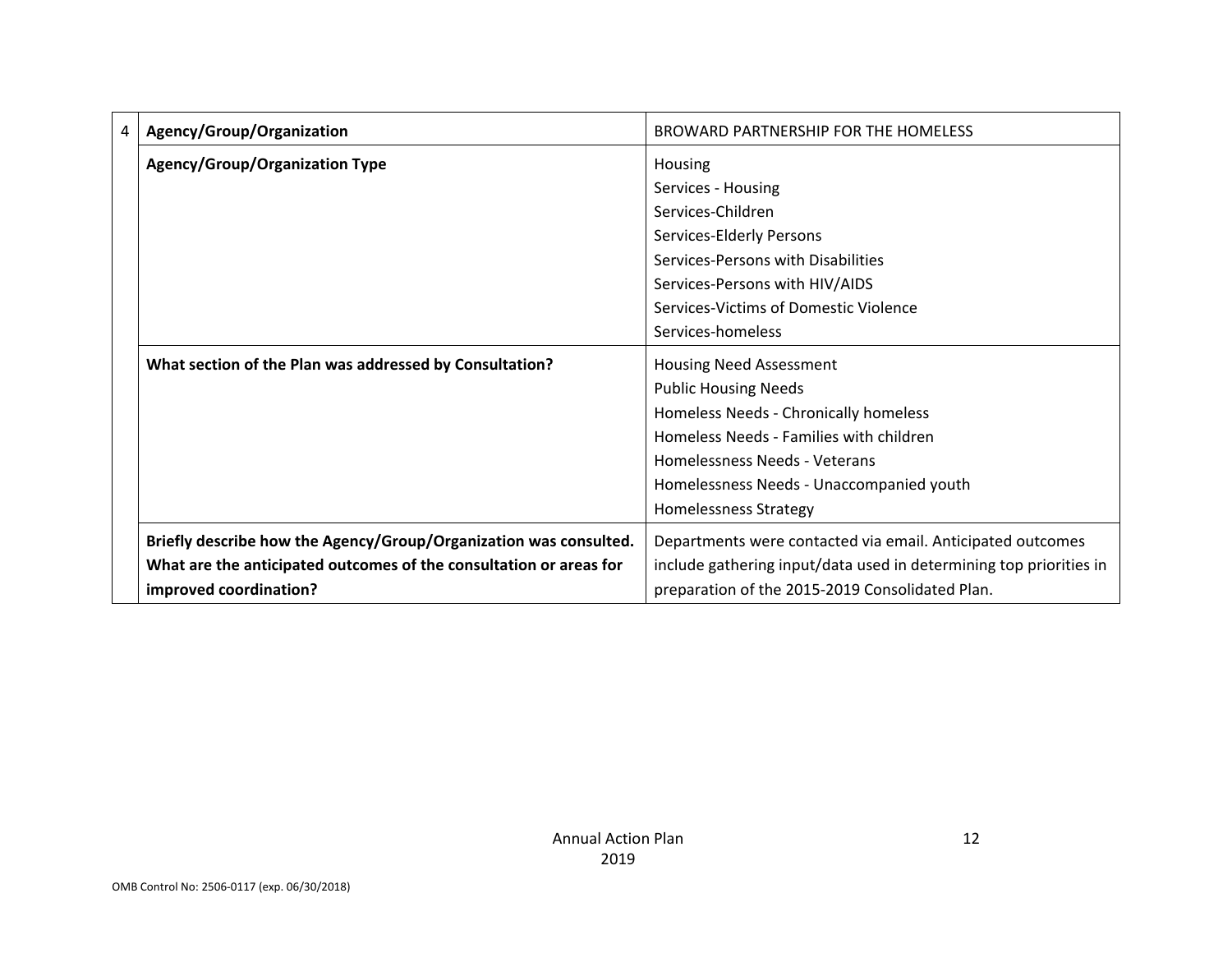| 4 | **Agency/Group/Organization** | BROWARD PARTNERSHIP FOR THE HOMELESS |
|---|---|---|
| | **Agency/Group/Organization Type** | Housing<br>Services - Housing<br>Services-Children<br>Services-Elderly Persons<br>Services-Persons with Disabilities<br>Services-Persons with HIV/AIDS<br>Services-Victims of Domestic Violence<br>Services-homeless |
| | **What section of the Plan was addressed by Consultation?** | Housing Need Assessment<br>Public Housing Needs<br>Homeless Needs - Chronically homeless<br>Homeless Needs - Families with children<br>Homelessness Needs - Veterans<br>Homelessness Needs - Unaccompanied youth<br>Homelessness Strategy |
| | **Briefly describe how the Agency/Group/Organization was consulted. What are the anticipated outcomes of the consultation or areas for improved coordination?** | Departments were contacted via email. Anticipated outcomes include gathering input/data used in determining top priorities in preparation of the 2015-2019 Consolidated Plan. |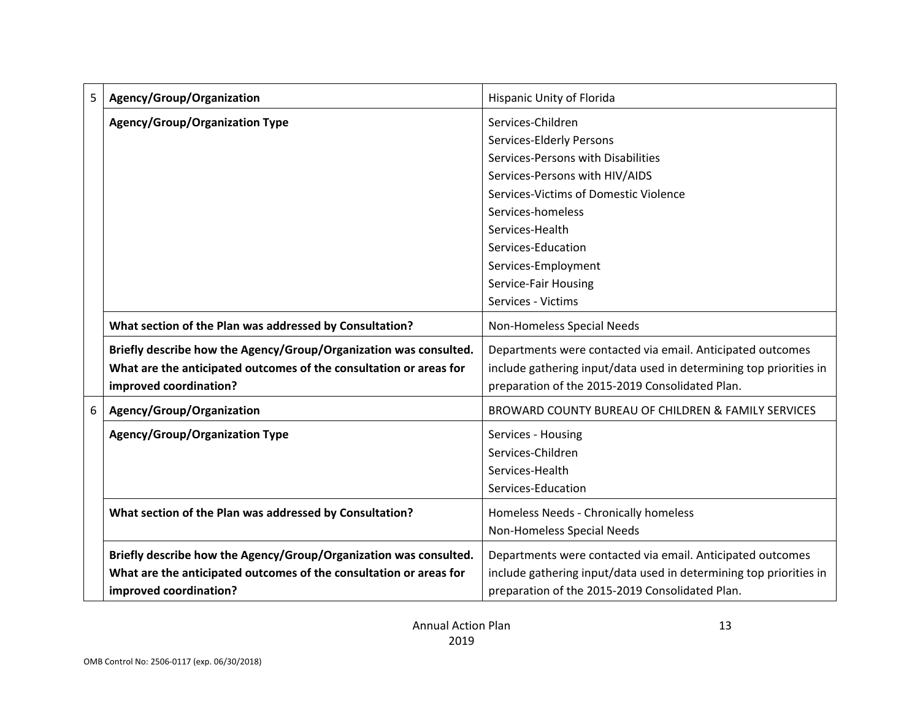| | | |
|---|---|---|
| 5 | **Agency/Group/Organization** | Hispanic Unity of Florida |
| | **Agency/Group/Organization Type** | Services-Children<br>Services-Elderly Persons<br>Services-Persons with Disabilities<br>Services-Persons with HIV/AIDS<br>Services-Victims of Domestic Violence<br>Services-homeless<br>Services-Health<br>Services-Education<br>Services-Employment<br>Service-Fair Housing<br>Services - Victims |
| | **What section of the Plan was addressed by Consultation?** | Non-Homeless Special Needs |
| | **Briefly describe how the Agency/Group/Organization was consulted. What are the anticipated outcomes of the consultation or areas for improved coordination?** | Departments were contacted via email. Anticipated outcomes include gathering input/data used in determining top priorities in preparation of the 2015-2019 Consolidated Plan. |
| 6 | **Agency/Group/Organization** | BROWARD COUNTY BUREAU OF CHILDREN & FAMILY SERVICES |
| | **Agency/Group/Organization Type** | Services - Housing<br>Services-Children<br>Services-Health<br>Services-Education |
| | **What section of the Plan was addressed by Consultation?** | Homeless Needs - Chronically homeless<br>Non-Homeless Special Needs |
| | **Briefly describe how the Agency/Group/Organization was consulted. What are the anticipated outcomes of the consultation or areas for improved coordination?** | Departments were contacted via email. Anticipated outcomes include gathering input/data used in determining top priorities in preparation of the 2015-2019 Consolidated Plan. |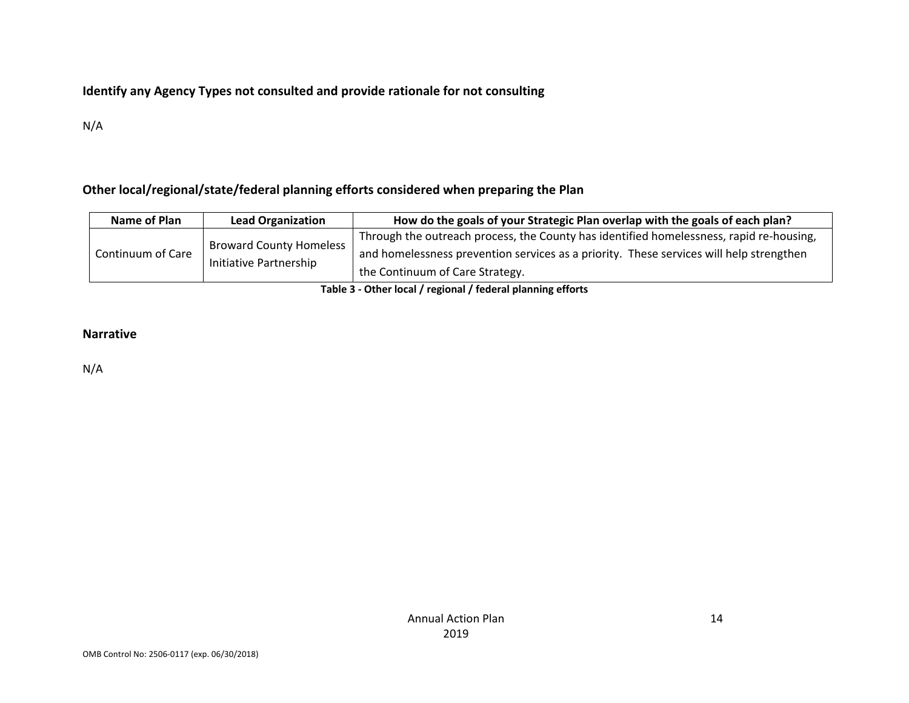### Identify any Agency Types not consulted and provide rationale for not consulting

N/A

### Other local/regional/state/federal planning efforts considered when preparing the Plan

| Name of Plan | Lead Organization | How do the goals of your Strategic Plan overlap with the goals of each plan? |
|---|---|---|
| Continuum of Care | Broward County Homeless Initiative Partnership | Through the outreach process, the County has identified homelessness, rapid re-housing, and homelessness prevention services as a priority. These services will help strengthen the Continuum of Care Strategy. |

**Table 3 - Other local / regional / federal planning efforts**

### Narrative

N/A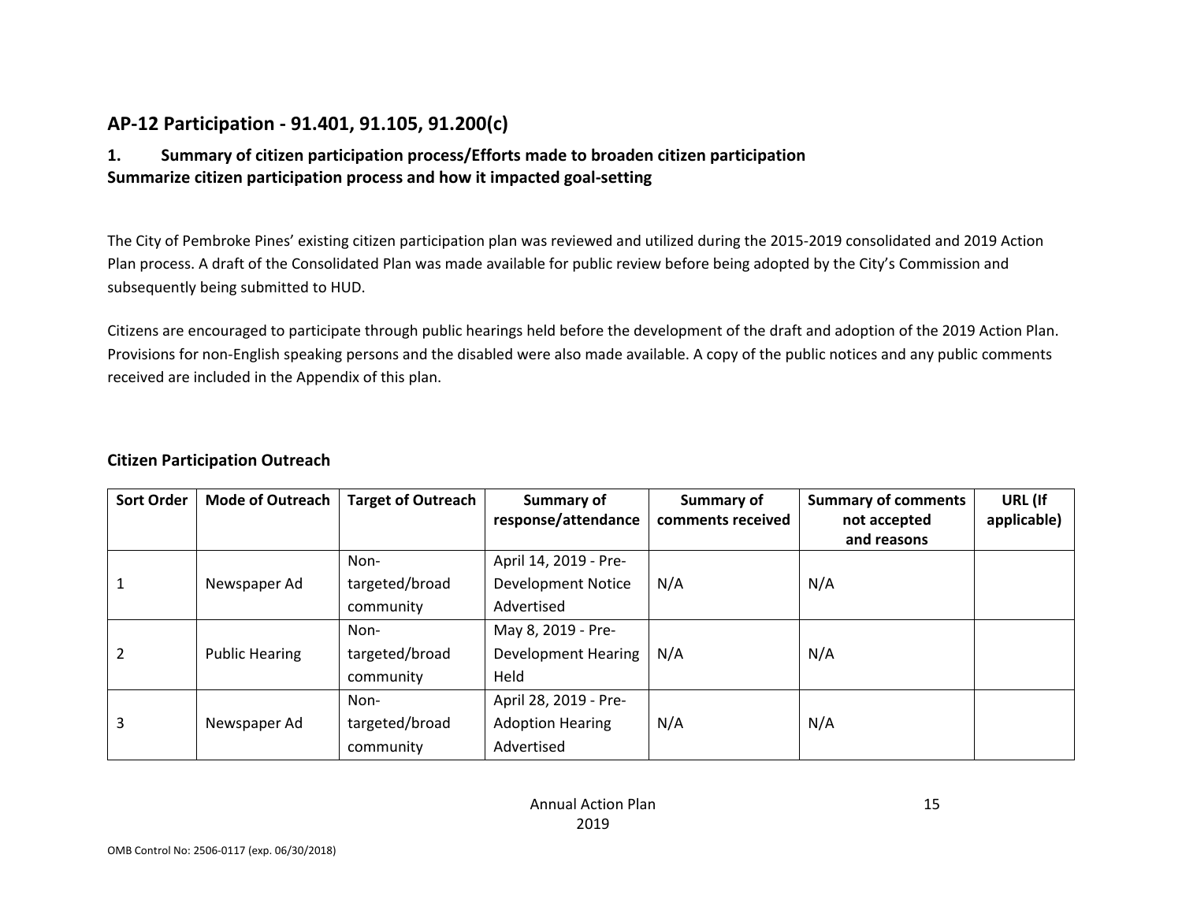## AP-12 Participation - 91.401, 91.105, 91.200(c)

### 1. Summary of citizen participation process/Efforts made to broaden citizen participation

**Summarize citizen participation process and how it impacted goal-setting**

The City of Pembroke Pines' existing citizen participation plan was reviewed and utilized during the 2015-2019 consolidated and 2019 Action Plan process. A draft of the Consolidated Plan was made available for public review before being adopted by the City's Commission and subsequently being submitted to HUD.

Citizens are encouraged to participate through public hearings held before the development of the draft and adoption of the 2019 Action Plan. Provisions for non-English speaking persons and the disabled were also made available. A copy of the public notices and any public comments received are included in the Appendix of this plan.

**Citizen Participation Outreach**

| Sort Order | Mode of Outreach | Target of Outreach | Summary of response/attendance | Summary of comments received | Summary of comments not accepted and reasons | URL (If applicable) |
|---|---|---|---|---|---|---|
| 1 | Newspaper Ad | Non-targeted/broad community | April 14, 2019 - Pre-Development Notice Advertised | N/A | N/A | |
| 2 | Public Hearing | Non-targeted/broad community | May 8, 2019 - Pre-Development Hearing Held | N/A | N/A | |
| 3 | Newspaper Ad | Non-targeted/broad community | April 28, 2019 - Pre-Adoption Hearing Advertised | N/A | N/A | |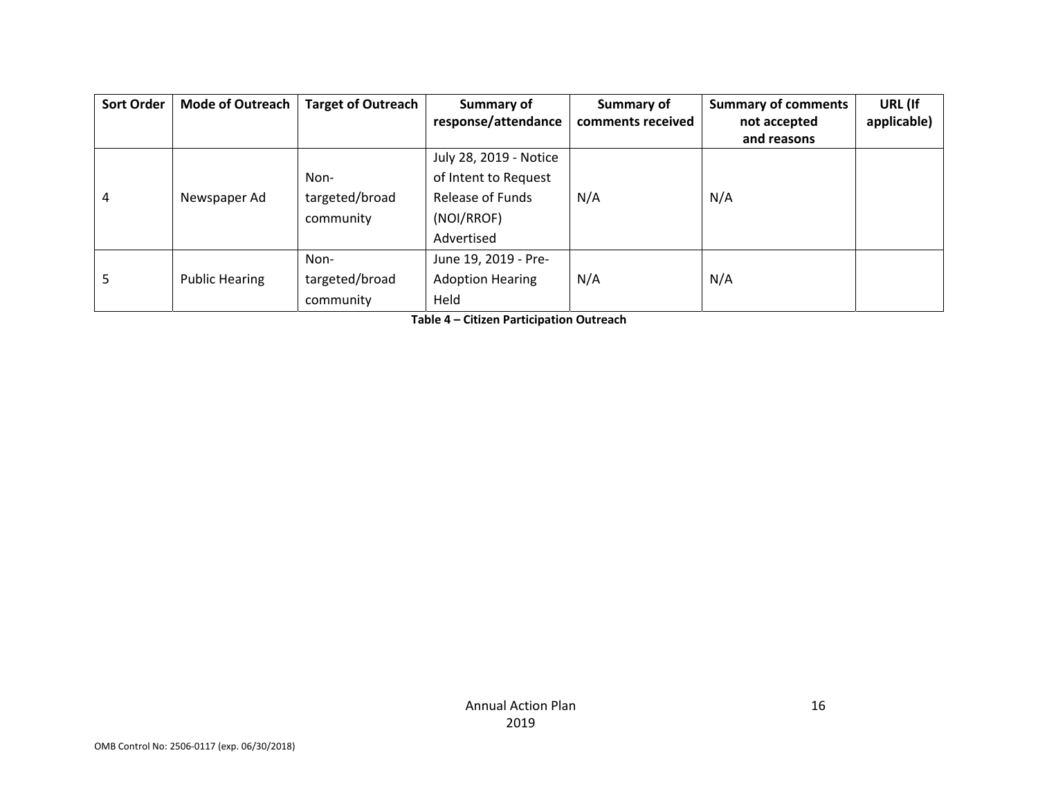| Sort Order | Mode of Outreach | Target of Outreach | Summary of response/attendance | Summary of comments received | Summary of comments not accepted and reasons | URL (If applicable) |
|---|---|---|---|---|---|---|
| 4 | Newspaper Ad | Non-targeted/broad community | July 28, 2019 - Notice of Intent to Request Release of Funds (NOI/RROF) Advertised | N/A | N/A | |
| 5 | Public Hearing | Non-targeted/broad community | June 19, 2019 - Pre-Adoption Hearing Held | N/A | N/A | |

**Table 4 – Citizen Participation Outreach**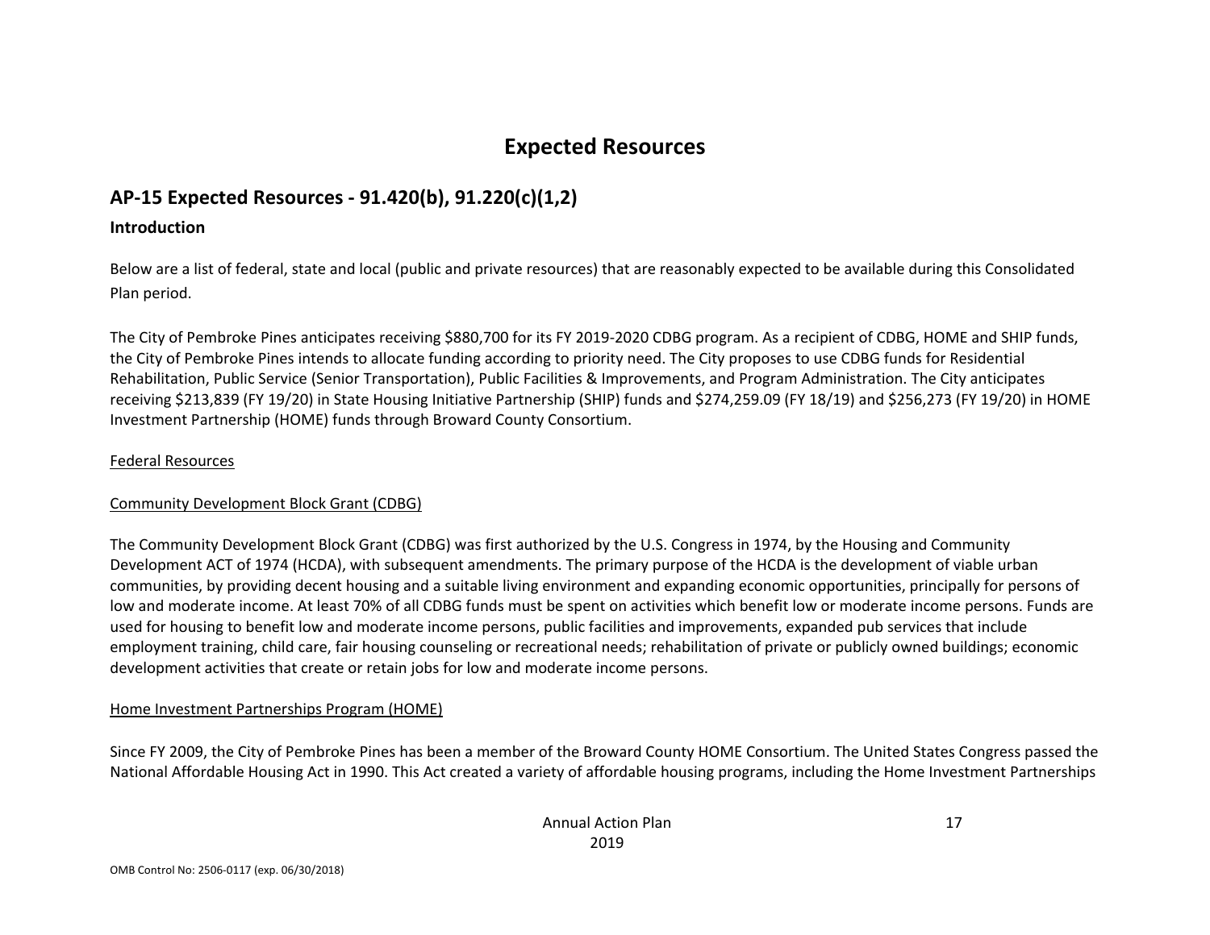# Expected Resources

## AP-15 Expected Resources - 91.420(b), 91.220(c)(1,2)

### Introduction

Below are a list of federal, state and local (public and private resources) that are reasonably expected to be available during this Consolidated Plan period.

The City of Pembroke Pines anticipates receiving $880,700 for its FY 2019-2020 CDBG program. As a recipient of CDBG, HOME and SHIP funds, the City of Pembroke Pines intends to allocate funding according to priority need. The City proposes to use CDBG funds for Residential Rehabilitation, Public Service (Senior Transportation), Public Facilities & Improvements, and Program Administration. The City anticipates receiving $213,839 (FY 19/20) in State Housing Initiative Partnership (SHIP) funds and $274,259.09 (FY 18/19) and $256,273 (FY 19/20) in HOME Investment Partnership (HOME) funds through Broward County Consortium.

Federal Resources

Community Development Block Grant (CDBG)

The Community Development Block Grant (CDBG) was first authorized by the U.S. Congress in 1974, by the Housing and Community Development ACT of 1974 (HCDA), with subsequent amendments. The primary purpose of the HCDA is the development of viable urban communities, by providing decent housing and a suitable living environment and expanding economic opportunities, principally for persons of low and moderate income. At least 70% of all CDBG funds must be spent on activities which benefit low or moderate income persons. Funds are used for housing to benefit low and moderate income persons, public facilities and improvements, expanded pub services that include employment training, child care, fair housing counseling or recreational needs; rehabilitation of private or publicly owned buildings; economic development activities that create or retain jobs for low and moderate income persons.

Home Investment Partnerships Program (HOME)

Since FY 2009, the City of Pembroke Pines has been a member of the Broward County HOME Consortium. The United States Congress passed the National Affordable Housing Act in 1990. This Act created a variety of affordable housing programs, including the Home Investment Partnerships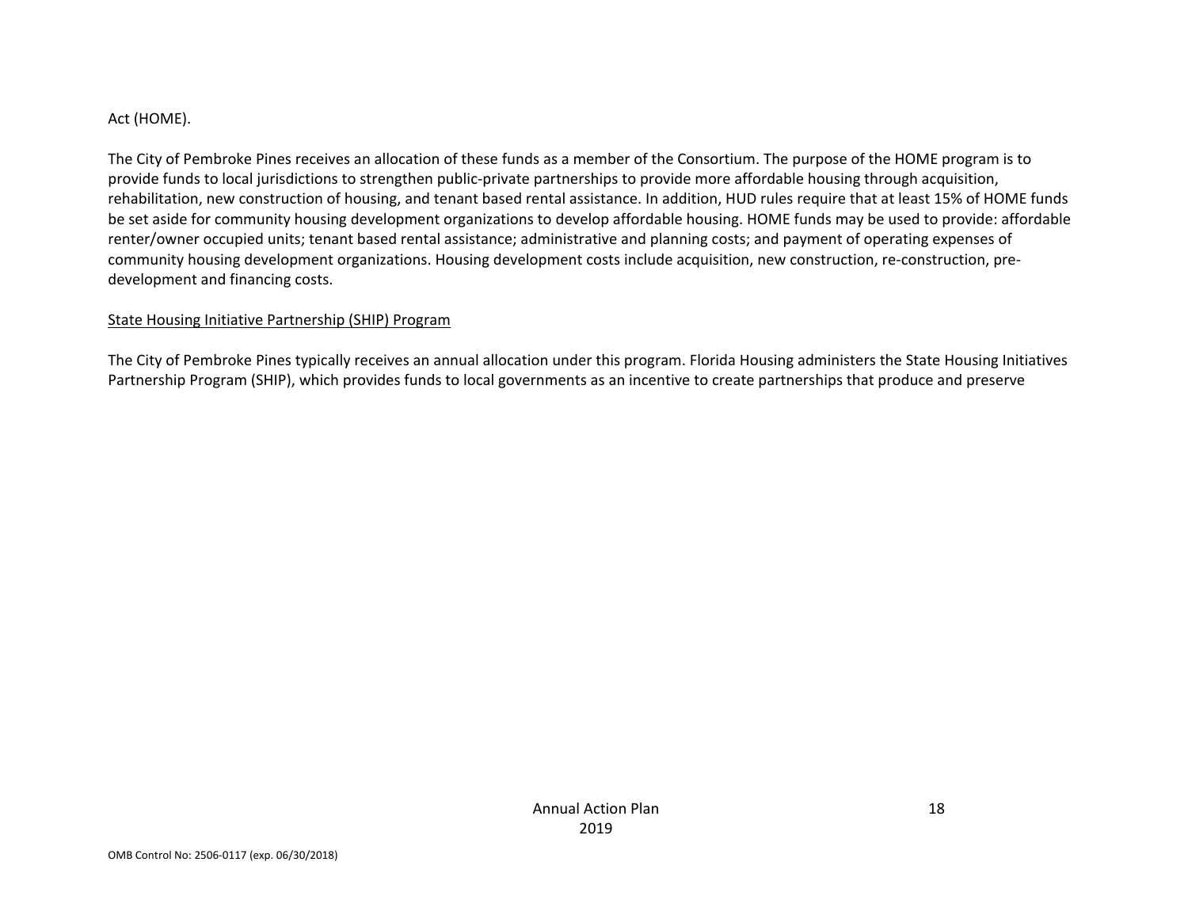Act (HOME).

The City of Pembroke Pines receives an allocation of these funds as a member of the Consortium. The purpose of the HOME program is to provide funds to local jurisdictions to strengthen public-private partnerships to provide more affordable housing through acquisition, rehabilitation, new construction of housing, and tenant based rental assistance. In addition, HUD rules require that at least 15% of HOME funds be set aside for community housing development organizations to develop affordable housing. HOME funds may be used to provide: affordable renter/owner occupied units; tenant based rental assistance; administrative and planning costs; and payment of operating expenses of community housing development organizations. Housing development costs include acquisition, new construction, re-construction, pre-development and financing costs.

<u>State Housing Initiative Partnership (SHIP) Program</u>

The City of Pembroke Pines typically receives an annual allocation under this program. Florida Housing administers the State Housing Initiatives Partnership Program (SHIP), which provides funds to local governments as an incentive to create partnerships that produce and preserve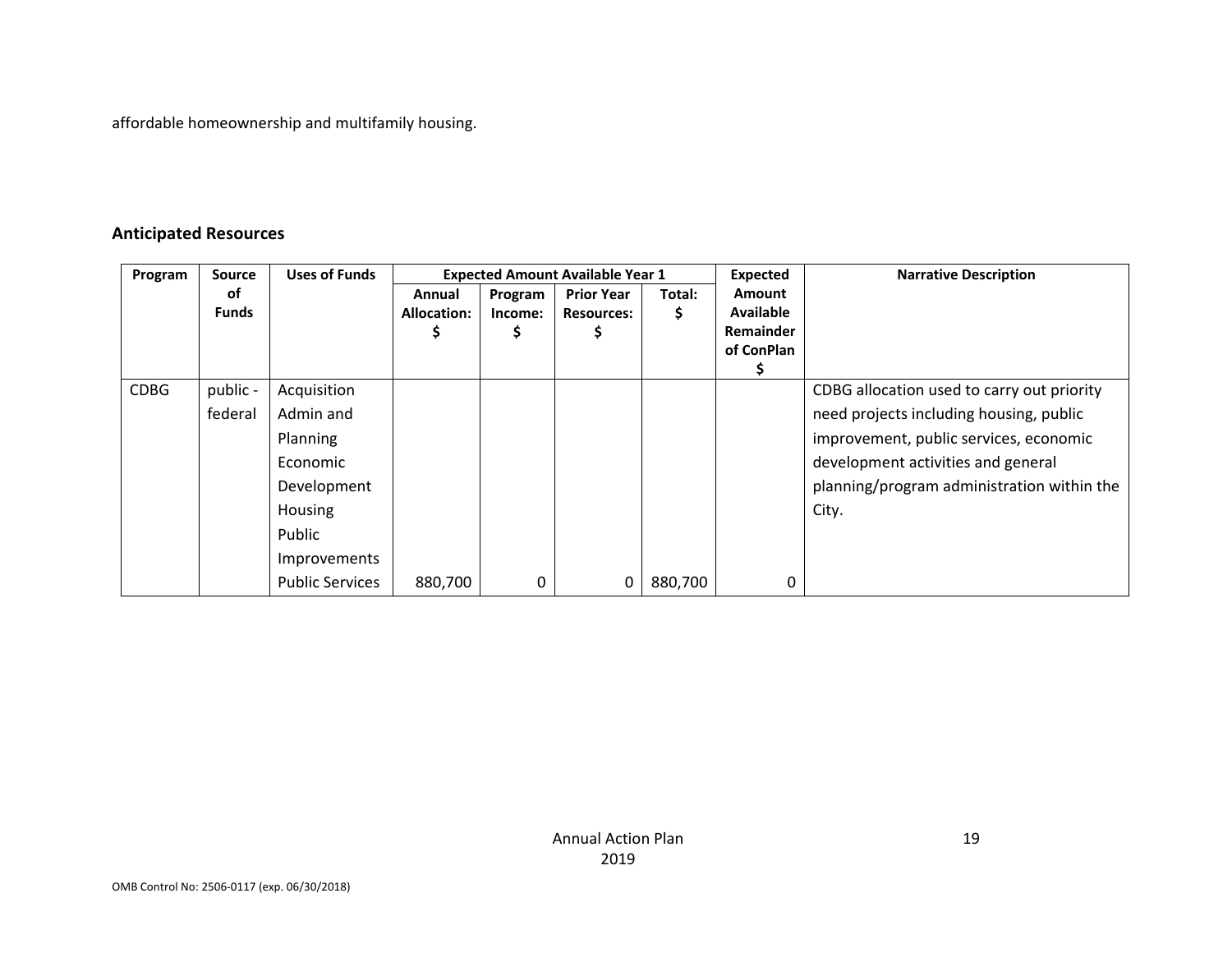affordable homeownership and multifamily housing.

## Anticipated Resources

| Program | Source of Funds | Uses of Funds | Expected Amount Available Year 1 | | | | Expected Amount Available Remainder of ConPlan $ | Narrative Description |
|---|---|---|---|---|---|---|---|---|
| | | | Annual Allocation: $ | Program Income: $ | Prior Year Resources: $ | Total: $ | | |
| CDBG | public - federal | Acquisition Admin and Planning Economic Development Housing Public Improvements Public Services | 880,700 | 0 | 0 | 880,700 | 0 | CDBG allocation used to carry out priority need projects including housing, public improvement, public services, economic development activities and general planning/program administration within the City. |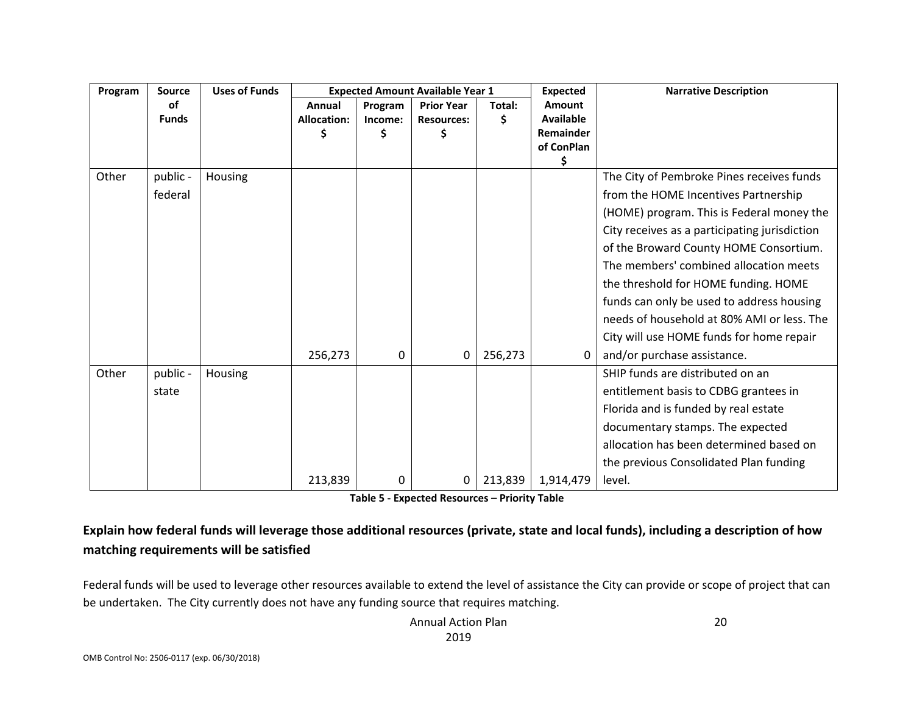| Program | Source of Funds | Uses of Funds | Expected Amount Available Year 1 | | | | Expected Amount Available Remainder of ConPlan $ | Narrative Description |
|---|---|---|---|---|---|---|---|---|
| | | | Annual Allocation: $ | Program Income: $ | Prior Year Resources: $ | Total: $ | | |
| Other | public - federal | Housing | 256,273 | 0 | 0 | 256,273 | 0 | The City of Pembroke Pines receives funds from the HOME Incentives Partnership (HOME) program. This is Federal money the City receives as a participating jurisdiction of the Broward County HOME Consortium. The members' combined allocation meets the threshold for HOME funding. HOME funds can only be used to address housing needs of household at 80% AMI or less. The City will use HOME funds for home repair and/or purchase assistance. |
| Other | public - state | Housing | 213,839 | 0 | 0 | 213,839 | 1,914,479 | SHIP funds are distributed on an entitlement basis to CDBG grantees in Florida and is funded by real estate documentary stamps. The expected allocation has been determined based on the previous Consolidated Plan funding level. |

**Table 5 - Expected Resources – Priority Table**

## Explain how federal funds will leverage those additional resources (private, state and local funds), including a description of how matching requirements will be satisfied

Federal funds will be used to leverage other resources available to extend the level of assistance the City can provide or scope of project that can be undertaken. The City currently does not have any funding source that requires matching.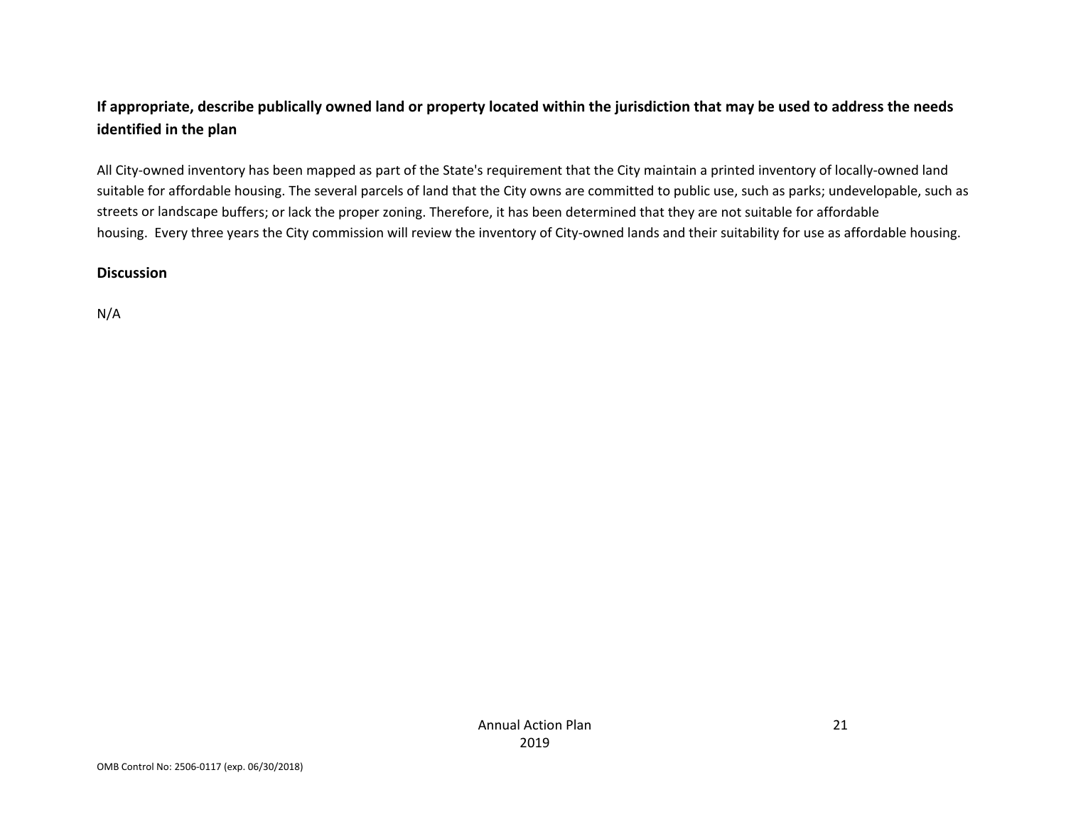**If appropriate, describe publically owned land or property located within the jurisdiction that may be used to address the needs identified in the plan**

All City-owned inventory has been mapped as part of the State's requirement that the City maintain a printed inventory of locally-owned land suitable for affordable housing. The several parcels of land that the City owns are committed to public use, such as parks; undevelopable, such as streets or landscape buffers; or lack the proper zoning. Therefore, it has been determined that they are not suitable for affordable housing. Every three years the City commission will review the inventory of City-owned lands and their suitability for use as affordable housing.

**Discussion**

N/A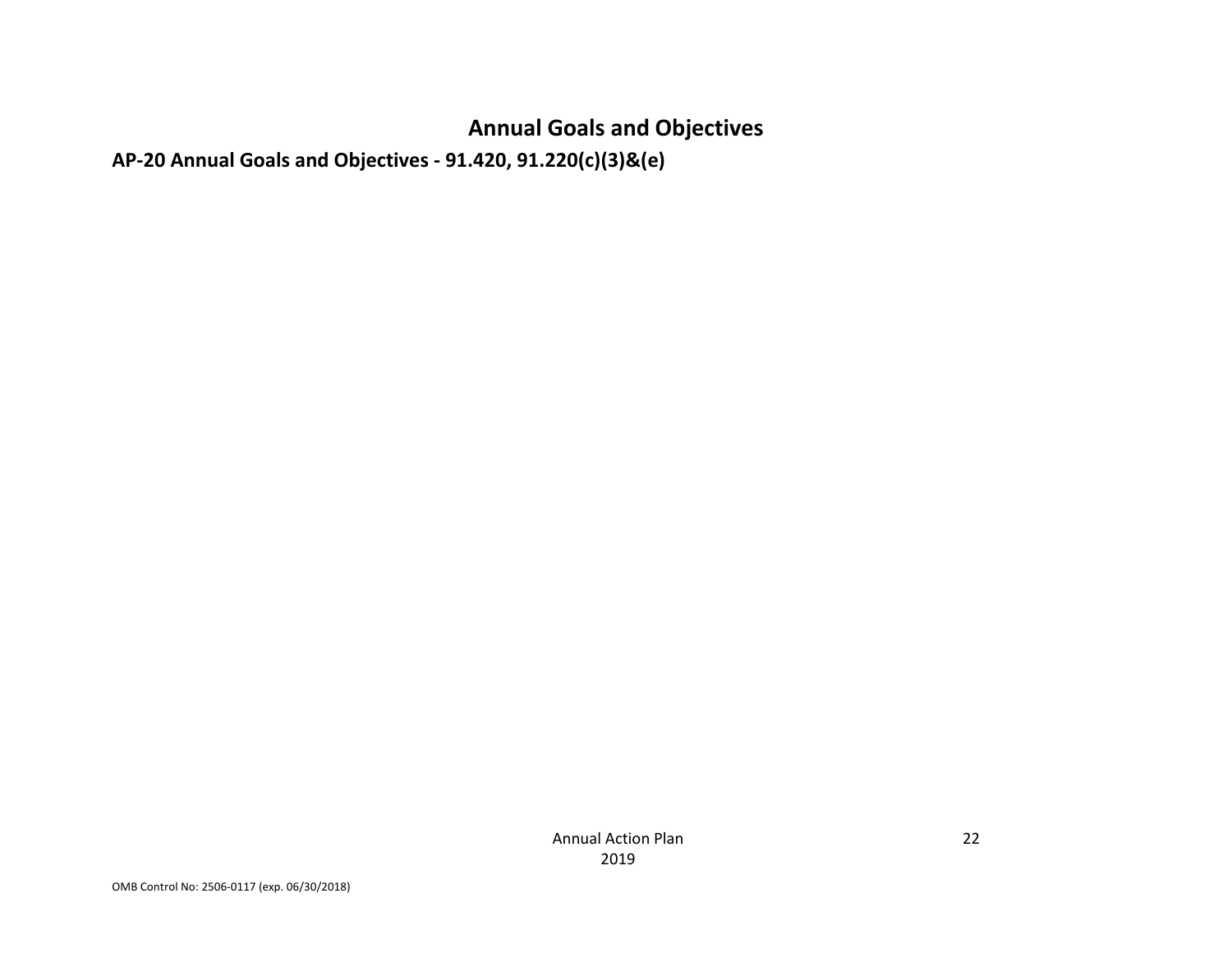# Annual Goals and Objectives

## AP-20 Annual Goals and Objectives - 91.420, 91.220(c)(3)&(e)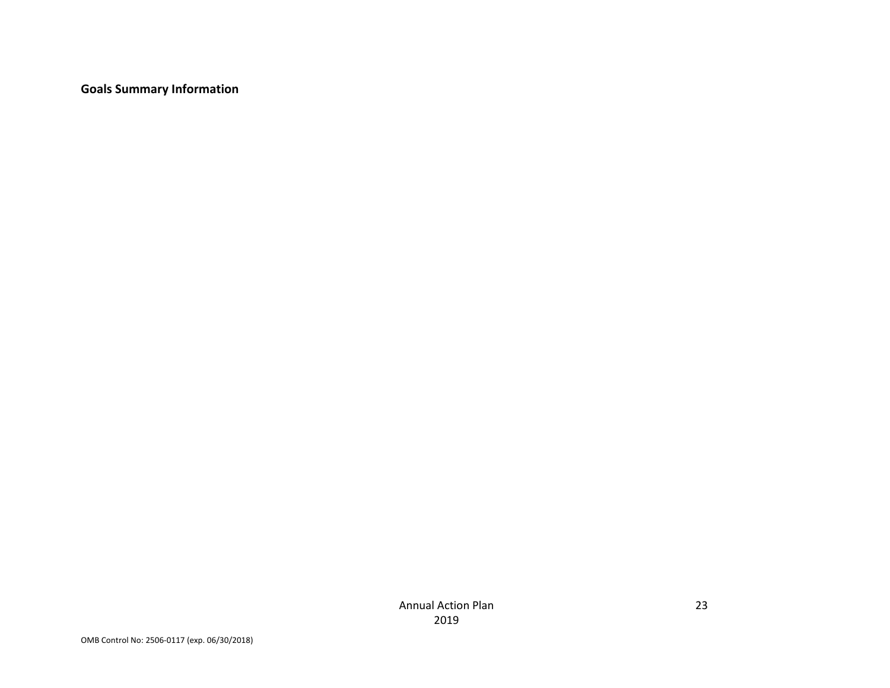**Goals Summary Information**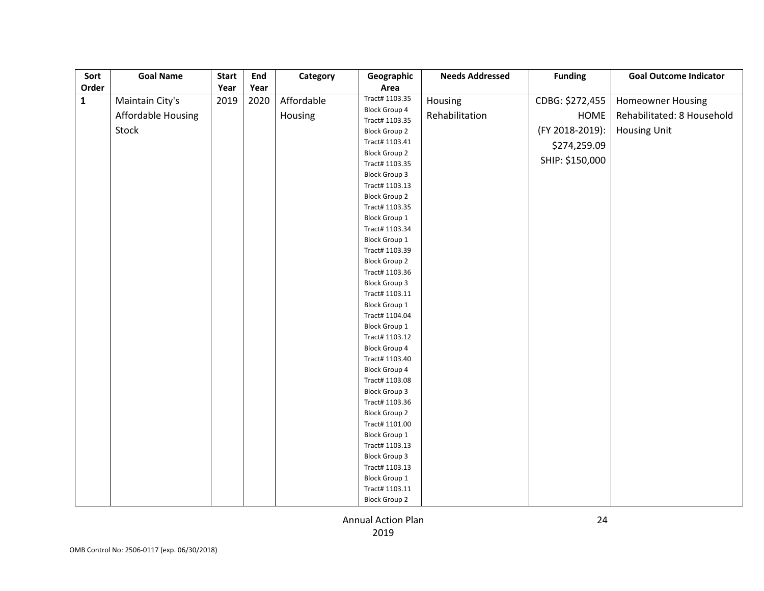| Sort Order | Goal Name | Start Year | End Year | Category | Geographic Area | Needs Addressed | Funding | Goal Outcome Indicator |
|---|---|---|---|---|---|---|---|---|
| **1** | Maintain City's Affordable Housing Stock | 2019 | 2020 | Affordable Housing | Tract# 1103.35 Block Group 4<br>Tract# 1103.35 Block Group 2<br>Tract# 1103.41 Block Group 2<br>Tract# 1103.35 Block Group 3<br>Tract# 1103.13 Block Group 2<br>Tract# 1103.35 Block Group 1<br>Tract# 1103.34 Block Group 1<br>Tract# 1103.39 Block Group 2<br>Tract# 1103.36 Block Group 3<br>Tract# 1103.11 Block Group 1<br>Tract# 1104.04 Block Group 1<br>Tract# 1103.12 Block Group 4<br>Tract# 1103.40 Block Group 4<br>Tract# 1103.08 Block Group 3<br>Tract# 1103.36 Block Group 2<br>Tract# 1101.00 Block Group 1<br>Tract# 1103.13 Block Group 3<br>Tract# 1103.13 Block Group 1<br>Tract# 1103.11 Block Group 2 | Housing Rehabilitation | CDBG: $272,455<br>HOME (FY 2018-2019): $274,259.09<br>SHIP: $150,000 | Homeowner Housing Rehabilitated: 8 Household Housing Unit |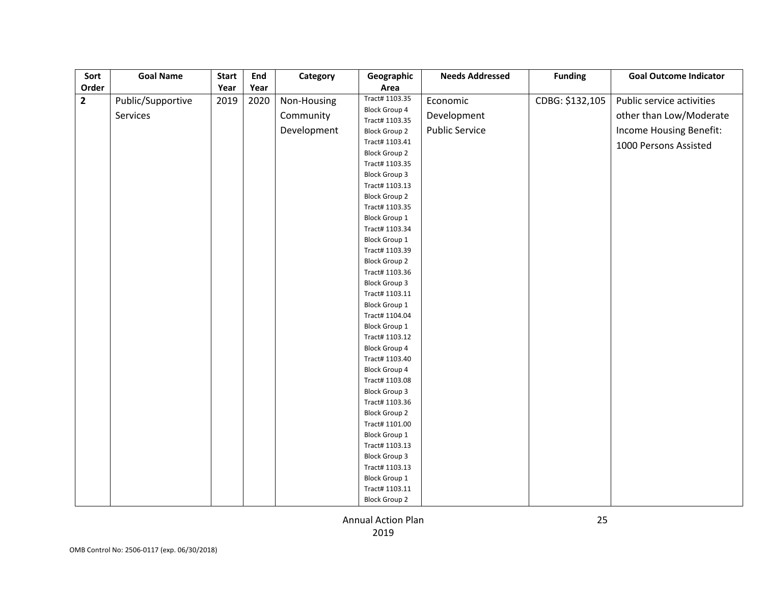| Sort Order | Goal Name | Start Year | End Year | Category | Geographic Area | Needs Addressed | Funding | Goal Outcome Indicator |
|---|---|---|---|---|---|---|---|---|
| **2** | Public/Supportive Services | 2019 | 2020 | Non-Housing Community Development | Tract# 1103.35 Block Group 4<br>Tract# 1103.35 Block Group 2<br>Tract# 1103.41 Block Group 2<br>Tract# 1103.35 Block Group 3<br>Tract# 1103.13 Block Group 2<br>Tract# 1103.35 Block Group 1<br>Tract# 1103.34 Block Group 1<br>Tract# 1103.39 Block Group 2<br>Tract# 1103.36 Block Group 3<br>Tract# 1103.11 Block Group 1<br>Tract# 1104.04 Block Group 1<br>Tract# 1103.12 Block Group 4<br>Tract# 1103.40 Block Group 4<br>Tract# 1103.08 Block Group 3<br>Tract# 1103.36 Block Group 2<br>Tract# 1101.00 Block Group 1<br>Tract# 1103.13 Block Group 3<br>Tract# 1103.13 Block Group 1<br>Tract# 1103.11 Block Group 2 | Economic Development<br>Public Service | CDBG: $132,105 | Public service activities other than Low/Moderate Income Housing Benefit: 1000 Persons Assisted |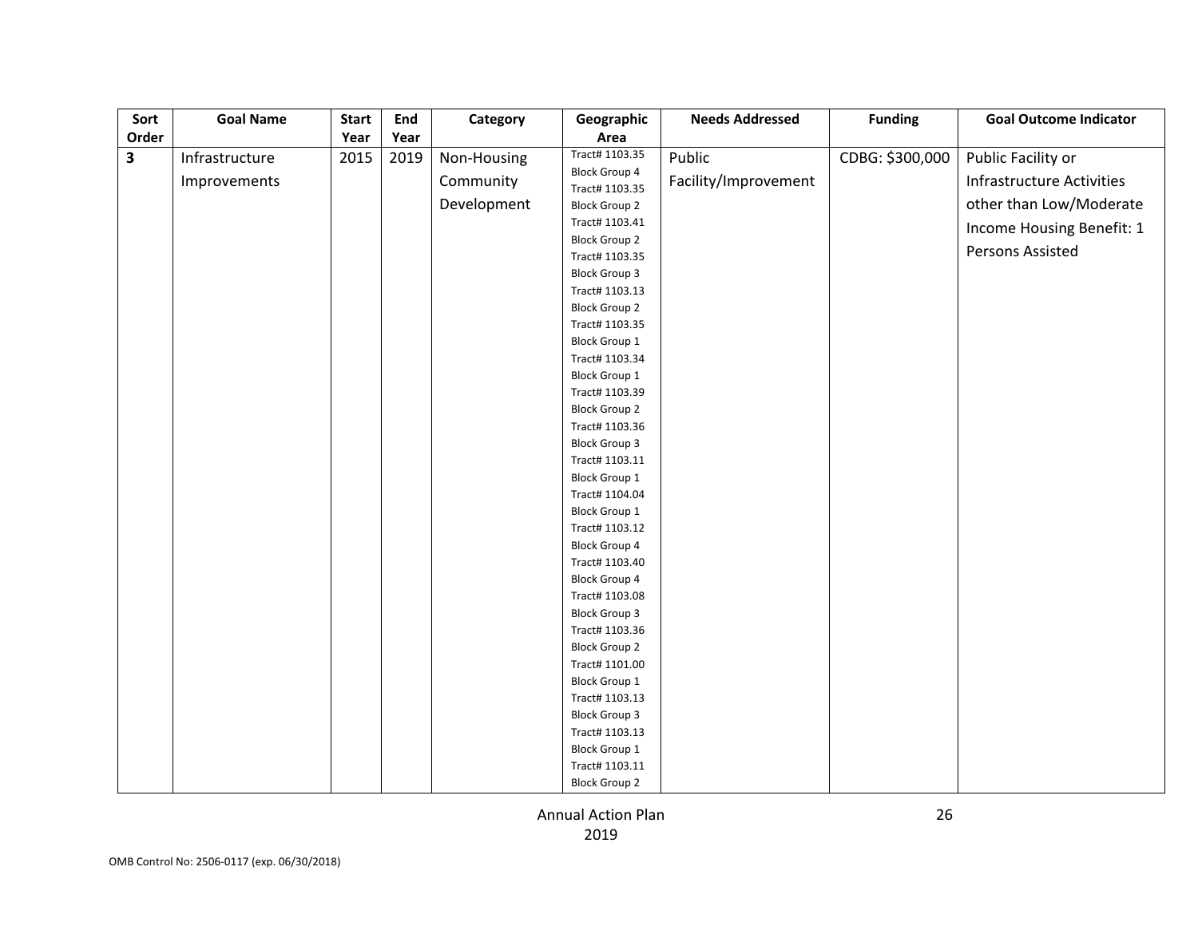| Sort Order | Goal Name | Start Year | End Year | Category | Geographic Area | Needs Addressed | Funding | Goal Outcome Indicator |
|---|---|---|---|---|---|---|---|---|
| **3** | Infrastructure Improvements | 2015 | 2019 | Non-Housing Community Development | Tract# 1103.35 Block Group 4 Tract# 1103.35 Block Group 2 Tract# 1103.41 Block Group 2 Tract# 1103.35 Block Group 3 Tract# 1103.13 Block Group 2 Tract# 1103.35 Block Group 1 Tract# 1103.34 Block Group 1 Tract# 1103.39 Block Group 2 Tract# 1103.36 Block Group 3 Tract# 1103.11 Block Group 1 Tract# 1104.04 Block Group 1 Tract# 1103.12 Block Group 4 Tract# 1103.40 Block Group 4 Tract# 1103.08 Block Group 3 Tract# 1103.36 Block Group 2 Tract# 1101.00 Block Group 1 Tract# 1103.13 Block Group 3 Tract# 1103.13 Block Group 1 Tract# 1103.11 Block Group 2 | Public Facility/Improvement | CDBG: $300,000 | Public Facility or Infrastructure Activities other than Low/Moderate Income Housing Benefit: 1 Persons Assisted |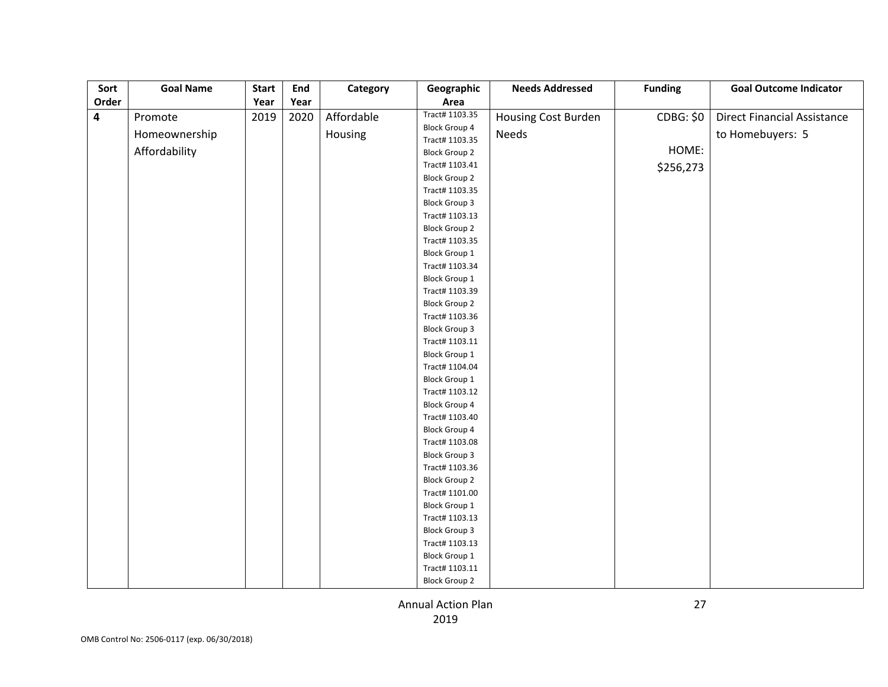| Sort Order | Goal Name | Start Year | End Year | Category | Geographic Area | Needs Addressed | Funding | Goal Outcome Indicator |
|---|---|---|---|---|---|---|---|---|
| 4 | Promote Homeownership Affordability | 2019 | 2020 | Affordable Housing | Tract# 1103.35 Block Group 4 Tract# 1103.35 Block Group 2 Tract# 1103.41 Block Group 2 Tract# 1103.35 Block Group 3 Tract# 1103.13 Block Group 2 Tract# 1103.35 Block Group 1 Tract# 1103.34 Block Group 1 Tract# 1103.39 Block Group 2 Tract# 1103.36 Block Group 3 Tract# 1103.11 Block Group 1 Tract# 1104.04 Block Group 1 Tract# 1103.12 Block Group 4 Tract# 1103.40 Block Group 4 Tract# 1103.08 Block Group 3 Tract# 1103.36 Block Group 2 Tract# 1101.00 Block Group 1 Tract# 1103.13 Block Group 3 Tract# 1103.13 Block Group 1 Tract# 1103.11 Block Group 2 | Housing Cost Burden Needs | CDBG: $0 HOME: $256,273 | Direct Financial Assistance to Homebuyers: 5 |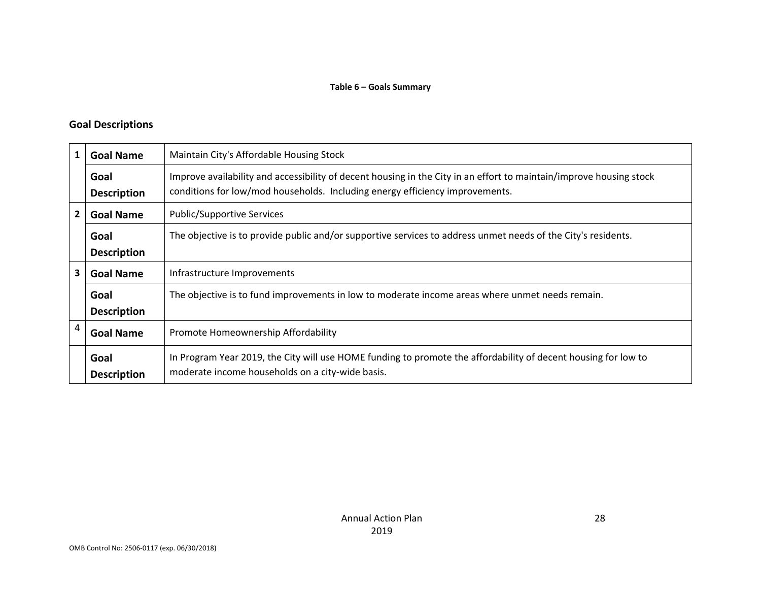**Table 6 – Goals Summary**

## Goal Descriptions

| | | |
|---|---|---|
| 1 | **Goal Name** | Maintain City's Affordable Housing Stock |
| | **Goal Description** | Improve availability and accessibility of decent housing in the City in an effort to maintain/improve housing stock conditions for low/mod households. Including energy efficiency improvements. |
| 2 | **Goal Name** | Public/Supportive Services |
| | **Goal Description** | The objective is to provide public and/or supportive services to address unmet needs of the City's residents. |
| 3 | **Goal Name** | Infrastructure Improvements |
| | **Goal Description** | The objective is to fund improvements in low to moderate income areas where unmet needs remain. |
| 4 | **Goal Name** | Promote Homeownership Affordability |
| | **Goal Description** | In Program Year 2019, the City will use HOME funding to promote the affordability of decent housing for low to moderate income households on a city-wide basis. |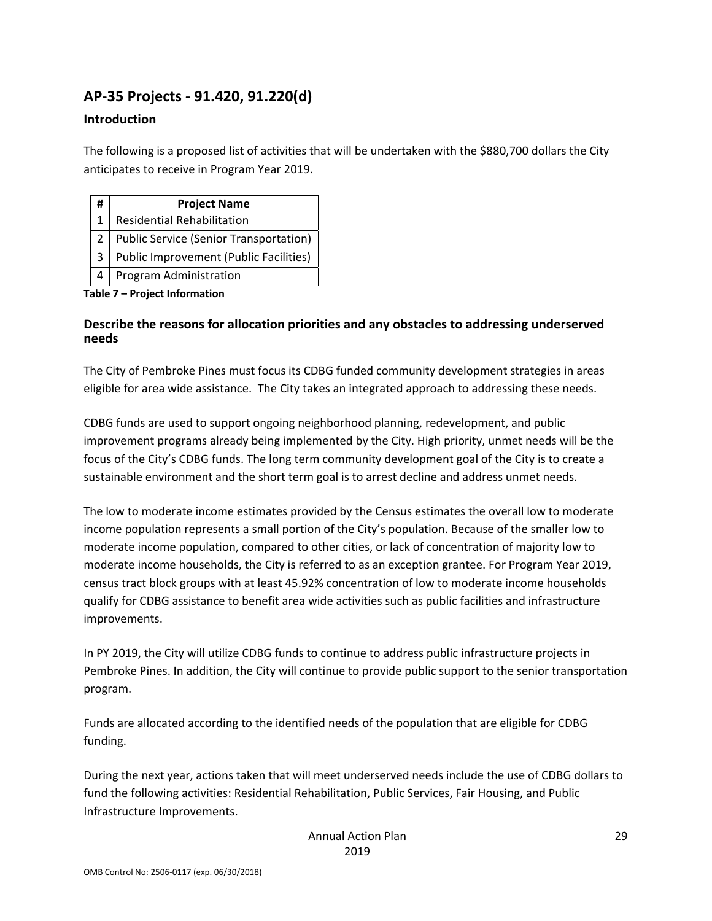## AP-35 Projects - 91.420, 91.220(d)

### Introduction

The following is a proposed list of activities that will be undertaken with the $880,700 dollars the City anticipates to receive in Program Year 2019.

| # | Project Name |
|---|---|
| 1 | Residential Rehabilitation |
| 2 | Public Service (Senior Transportation) |
| 3 | Public Improvement (Public Facilities) |
| 4 | Program Administration |

**Table 7 – Project Information**

### Describe the reasons for allocation priorities and any obstacles to addressing underserved needs

The City of Pembroke Pines must focus its CDBG funded community development strategies in areas eligible for area wide assistance. The City takes an integrated approach to addressing these needs.

CDBG funds are used to support ongoing neighborhood planning, redevelopment, and public improvement programs already being implemented by the City. High priority, unmet needs will be the focus of the City's CDBG funds. The long term community development goal of the City is to create a sustainable environment and the short term goal is to arrest decline and address unmet needs.

The low to moderate income estimates provided by the Census estimates the overall low to moderate income population represents a small portion of the City's population. Because of the smaller low to moderate income population, compared to other cities, or lack of concentration of majority low to moderate income households, the City is referred to as an exception grantee. For Program Year 2019, census tract block groups with at least 45.92% concentration of low to moderate income households qualify for CDBG assistance to benefit area wide activities such as public facilities and infrastructure improvements.

In PY 2019, the City will utilize CDBG funds to continue to address public infrastructure projects in Pembroke Pines. In addition, the City will continue to provide public support to the senior transportation program.

Funds are allocated according to the identified needs of the population that are eligible for CDBG funding.

During the next year, actions taken that will meet underserved needs include the use of CDBG dollars to fund the following activities: Residential Rehabilitation, Public Services, Fair Housing, and Public Infrastructure Improvements.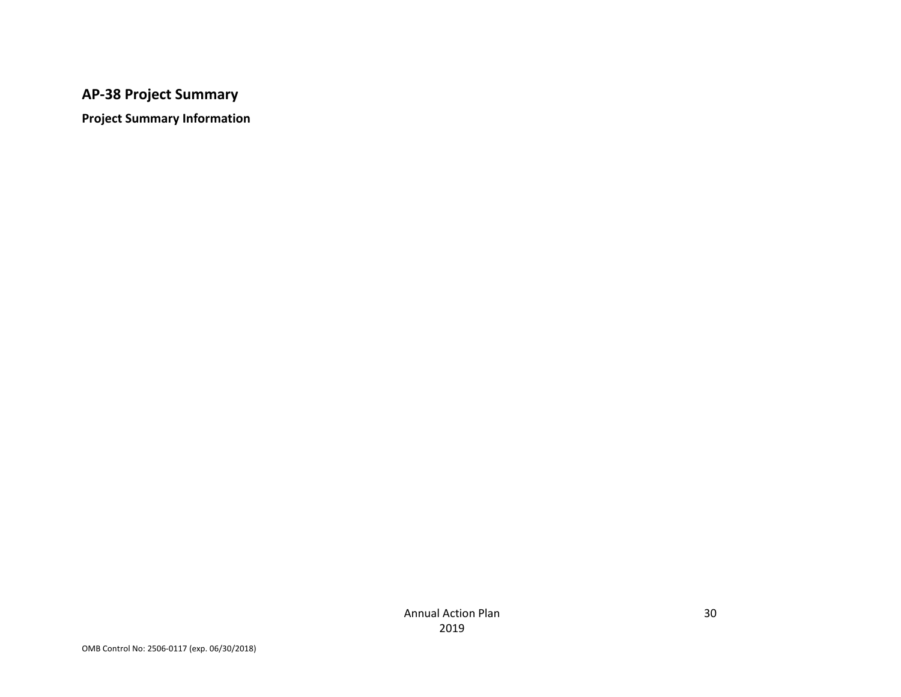## AP-38 Project Summary

**Project Summary Information**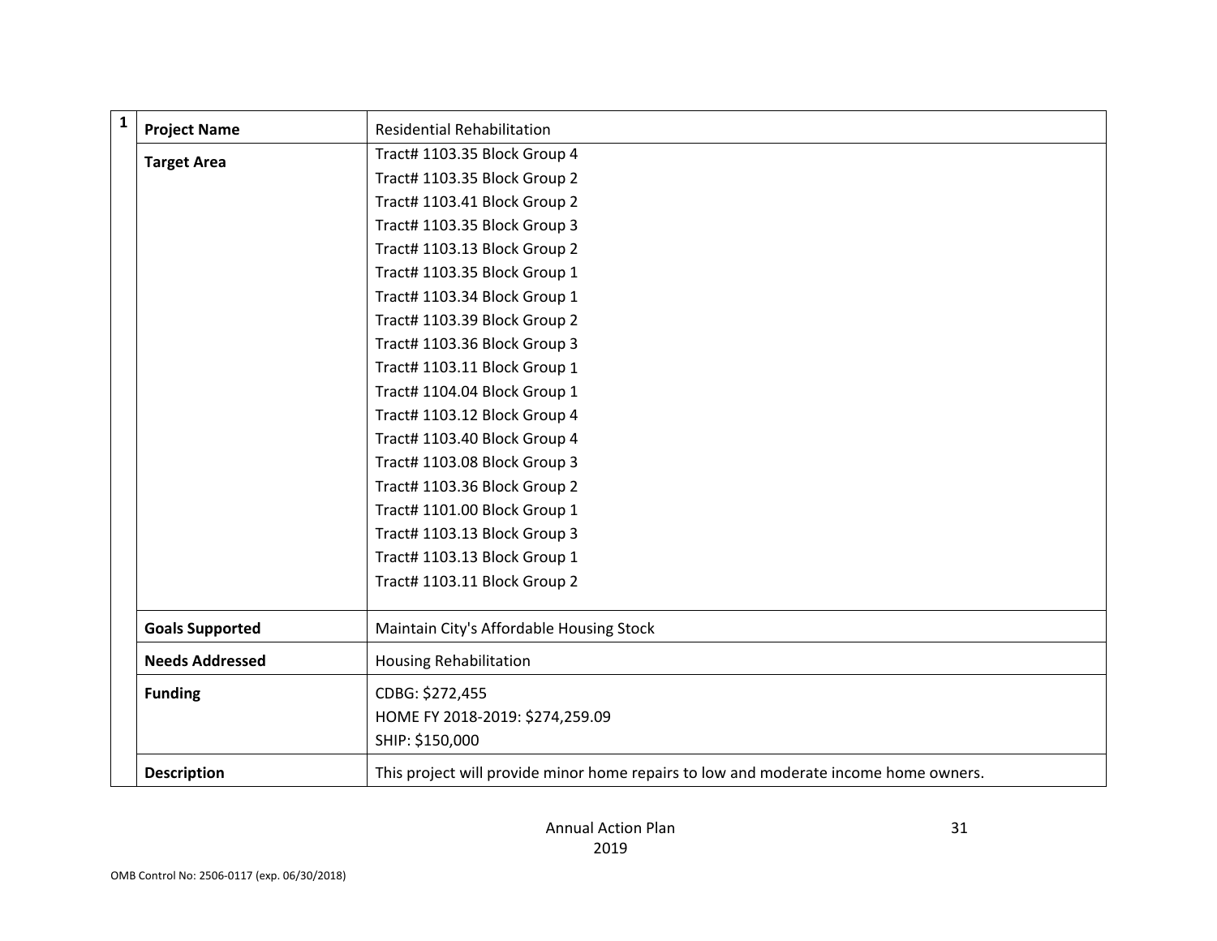| 1 | | |
|---|---|---|
| | **Project Name** | Residential Rehabilitation |
| | **Target Area** | Tract# 1103.35 Block Group 4<br>Tract# 1103.35 Block Group 2<br>Tract# 1103.41 Block Group 2<br>Tract# 1103.35 Block Group 3<br>Tract# 1103.13 Block Group 2<br>Tract# 1103.35 Block Group 1<br>Tract# 1103.34 Block Group 1<br>Tract# 1103.39 Block Group 2<br>Tract# 1103.36 Block Group 3<br>Tract# 1103.11 Block Group 1<br>Tract# 1104.04 Block Group 1<br>Tract# 1103.12 Block Group 4<br>Tract# 1103.40 Block Group 4<br>Tract# 1103.08 Block Group 3<br>Tract# 1103.36 Block Group 2<br>Tract# 1101.00 Block Group 1<br>Tract# 1103.13 Block Group 3<br>Tract# 1103.13 Block Group 1<br>Tract# 1103.11 Block Group 2 |
| | **Goals Supported** | Maintain City's Affordable Housing Stock |
| | **Needs Addressed** | Housing Rehabilitation |
| | **Funding** | CDBG: $272,455<br>HOME FY 2018-2019: $274,259.09<br>SHIP: $150,000 |
| | **Description** | This project will provide minor home repairs to low and moderate income home owners. |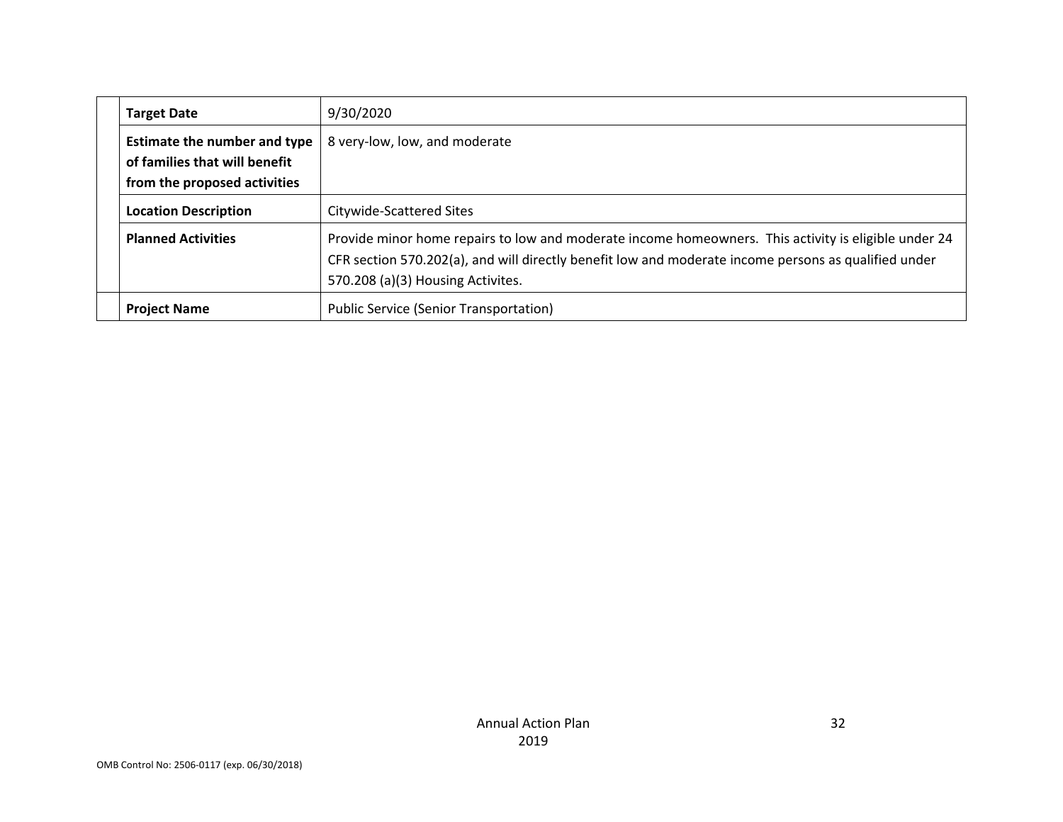| | | |
|---|---|---|
| | **Target Date** | 9/30/2020 |
| | **Estimate the number and type of families that will benefit from the proposed activities** | 8 very-low, low, and moderate |
| | **Location Description** | Citywide-Scattered Sites |
| | **Planned Activities** | Provide minor home repairs to low and moderate income homeowners. This activity is eligible under 24 CFR section 570.202(a), and will directly benefit low and moderate income persons as qualified under 570.208 (a)(3) Housing Activites. |
| | **Project Name** | Public Service (Senior Transportation) |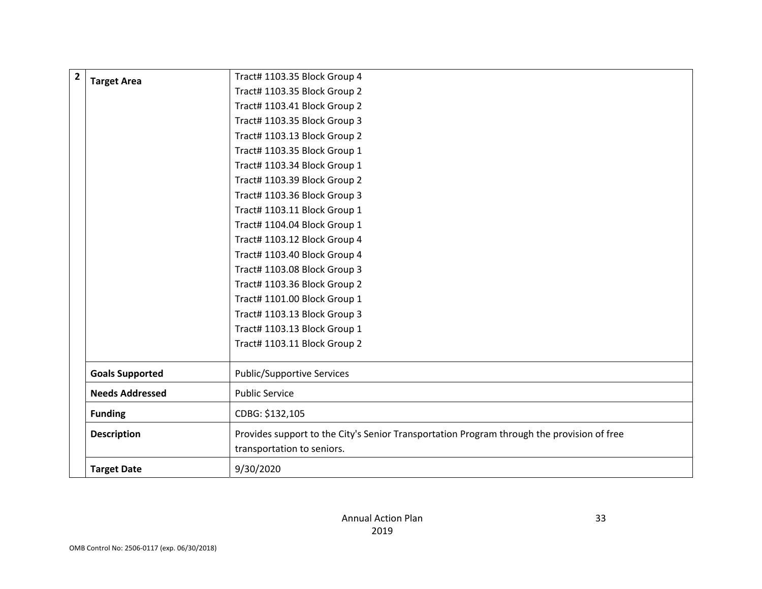| 2 | Target Area | Tract# 1103.35 Block Group 4<br>Tract# 1103.35 Block Group 2<br>Tract# 1103.41 Block Group 2<br>Tract# 1103.35 Block Group 3<br>Tract# 1103.13 Block Group 2<br>Tract# 1103.35 Block Group 1<br>Tract# 1103.34 Block Group 1<br>Tract# 1103.39 Block Group 2<br>Tract# 1103.36 Block Group 3<br>Tract# 1103.11 Block Group 1<br>Tract# 1104.04 Block Group 1<br>Tract# 1103.12 Block Group 4<br>Tract# 1103.40 Block Group 4<br>Tract# 1103.08 Block Group 3<br>Tract# 1103.36 Block Group 2<br>Tract# 1101.00 Block Group 1<br>Tract# 1103.13 Block Group 3<br>Tract# 1103.13 Block Group 1<br>Tract# 1103.11 Block Group 2 |
|---|---|---|
| | **Goals Supported** | Public/Supportive Services |
| | **Needs Addressed** | Public Service |
| | **Funding** | CDBG: $132,105 |
| | **Description** | Provides support to the City's Senior Transportation Program through the provision of free transportation to seniors. |
| | **Target Date** | 9/30/2020 |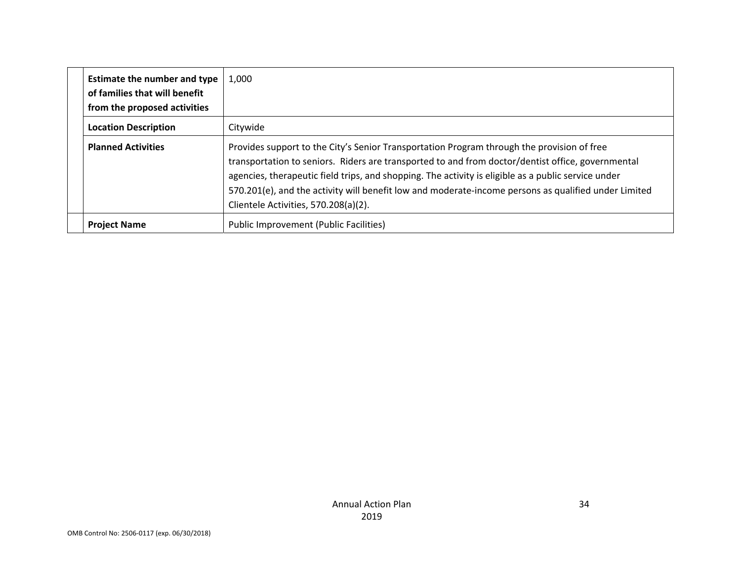| | | |
|---|---|---|
| | **Estimate the number and type of families that will benefit from the proposed activities** | 1,000 |
| | **Location Description** | Citywide |
| | **Planned Activities** | Provides support to the City's Senior Transportation Program through the provision of free transportation to seniors. Riders are transported to and from doctor/dentist office, governmental agencies, therapeutic field trips, and shopping. The activity is eligible as a public service under 570.201(e), and the activity will benefit low and moderate-income persons as qualified under Limited Clientele Activities, 570.208(a)(2). |
| | **Project Name** | Public Improvement (Public Facilities) |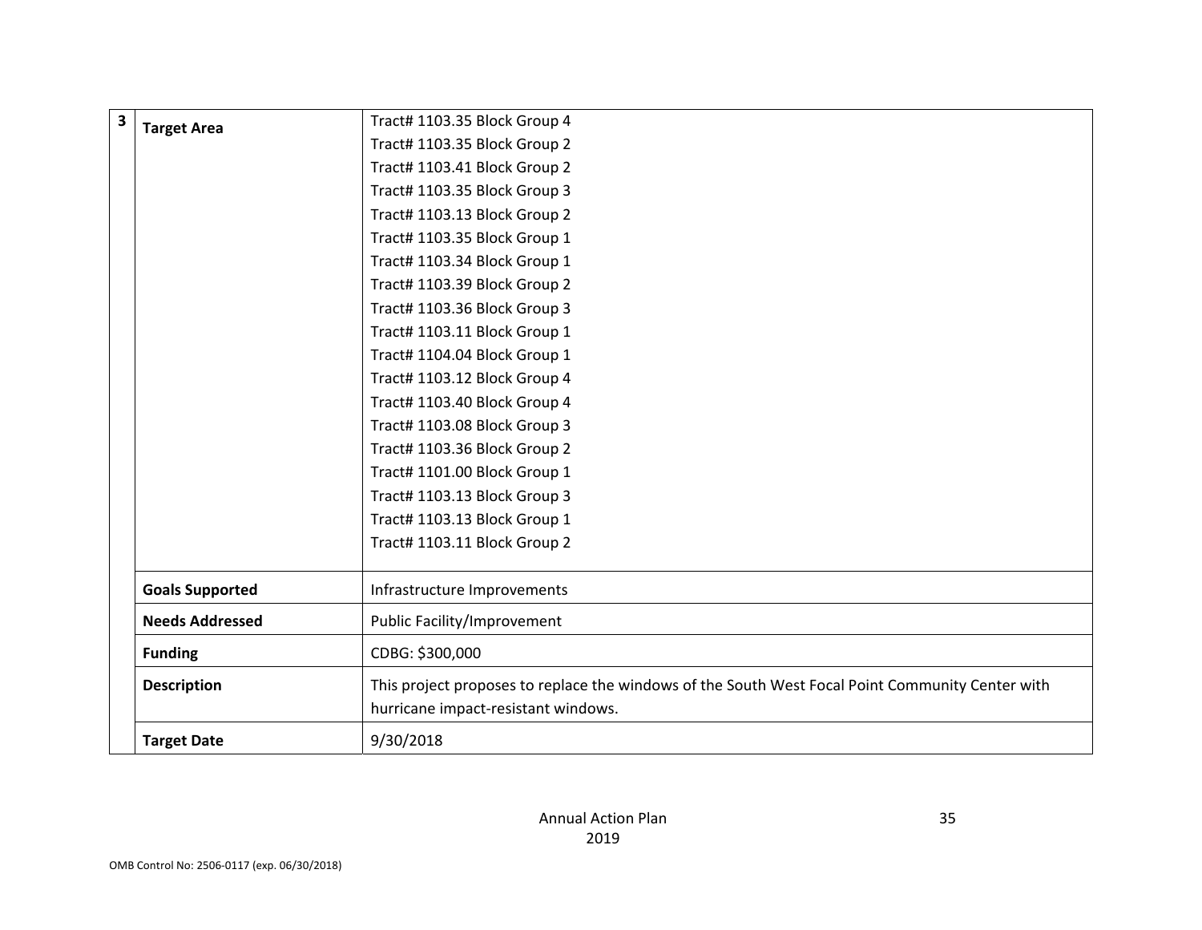| 3 | | |
|---|---|---|
| | **Target Area** | Tract# 1103.35 Block Group 4<br>Tract# 1103.35 Block Group 2<br>Tract# 1103.41 Block Group 2<br>Tract# 1103.35 Block Group 3<br>Tract# 1103.13 Block Group 2<br>Tract# 1103.35 Block Group 1<br>Tract# 1103.34 Block Group 1<br>Tract# 1103.39 Block Group 2<br>Tract# 1103.36 Block Group 3<br>Tract# 1103.11 Block Group 1<br>Tract# 1104.04 Block Group 1<br>Tract# 1103.12 Block Group 4<br>Tract# 1103.40 Block Group 4<br>Tract# 1103.08 Block Group 3<br>Tract# 1103.36 Block Group 2<br>Tract# 1101.00 Block Group 1<br>Tract# 1103.13 Block Group 3<br>Tract# 1103.13 Block Group 1<br>Tract# 1103.11 Block Group 2 |
| | **Goals Supported** | Infrastructure Improvements |
| | **Needs Addressed** | Public Facility/Improvement |
| | **Funding** | CDBG: $300,000 |
| | **Description** | This project proposes to replace the windows of the South West Focal Point Community Center with hurricane impact-resistant windows. |
| | **Target Date** | 9/30/2018 |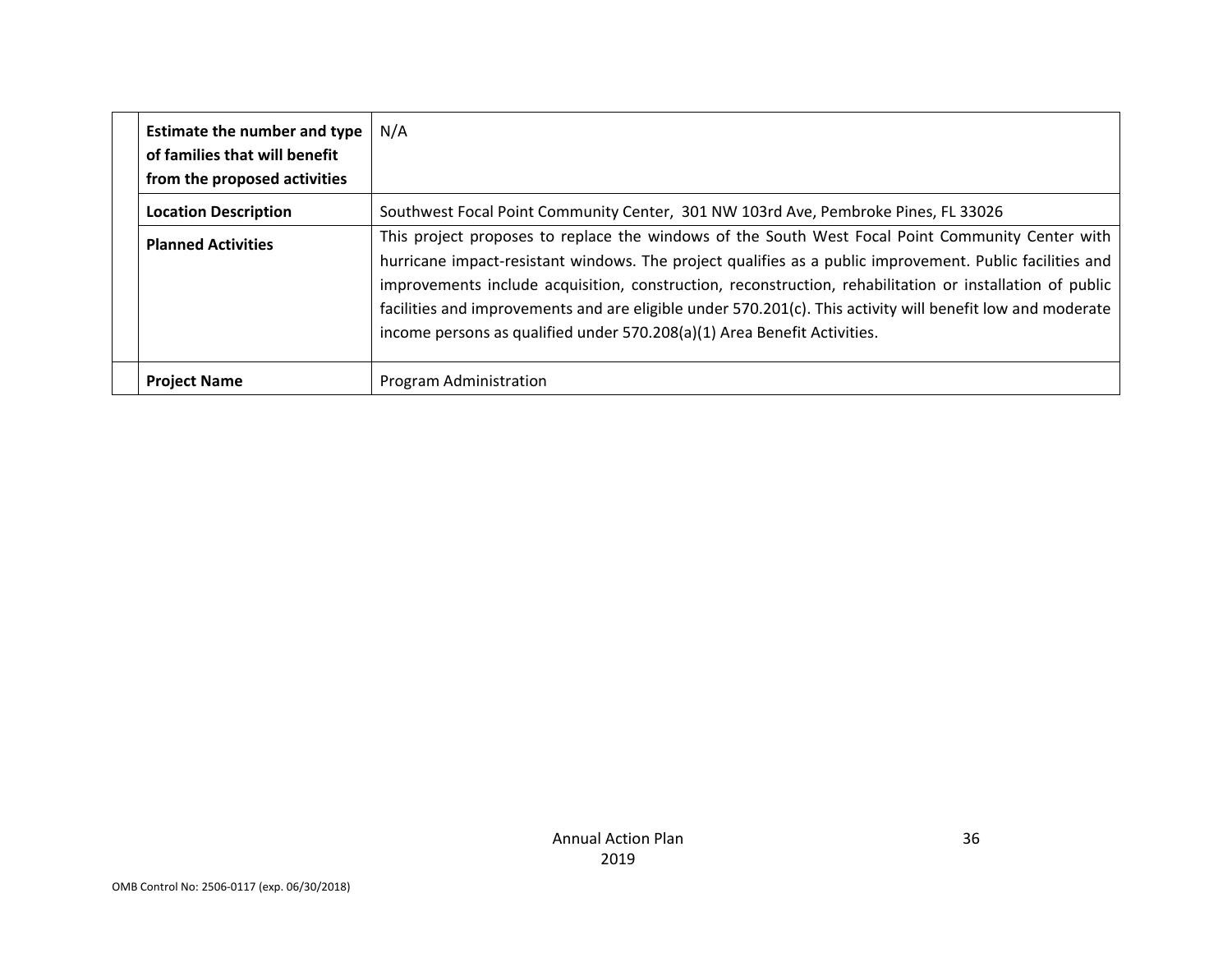| | | |
|---|---|---|
| | **Estimate the number and type of families that will benefit from the proposed activities** | N/A |
| | **Location Description** | Southwest Focal Point Community Center, 301 NW 103rd Ave, Pembroke Pines, FL 33026 |
| | **Planned Activities** | This project proposes to replace the windows of the South West Focal Point Community Center with hurricane impact-resistant windows. The project qualifies as a public improvement. Public facilities and improvements include acquisition, construction, reconstruction, rehabilitation or installation of public facilities and improvements and are eligible under 570.201(c). This activity will benefit low and moderate income persons as qualified under 570.208(a)(1) Area Benefit Activities. |
| | **Project Name** | Program Administration |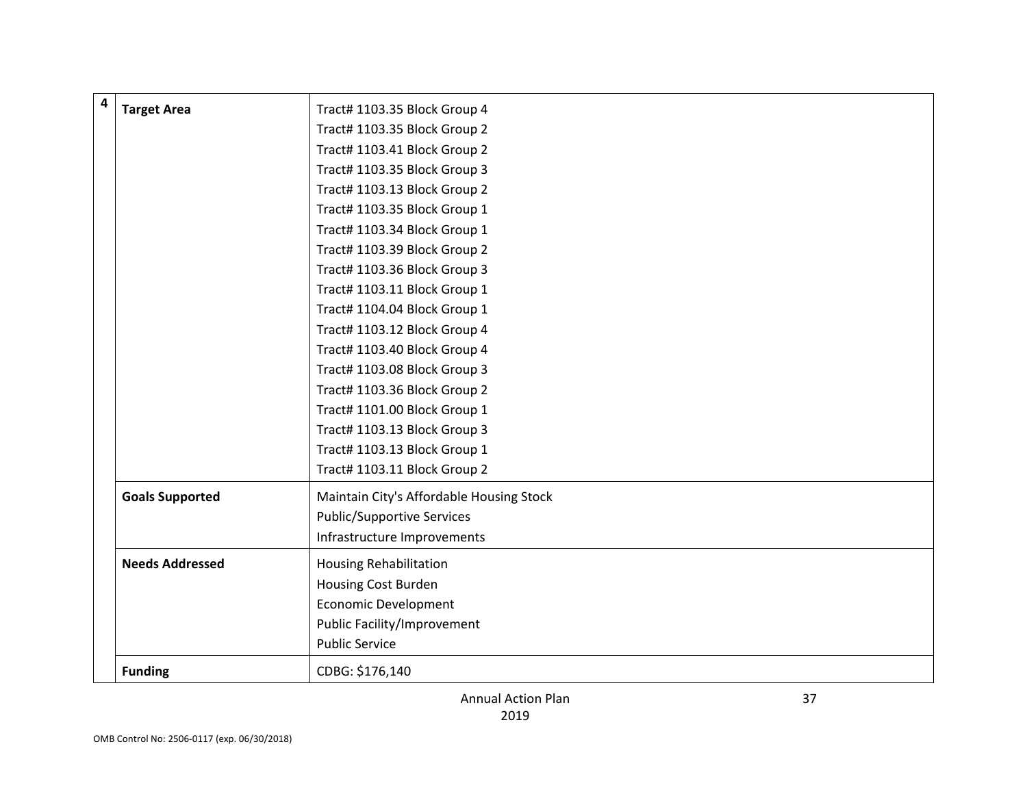| 4 | | |
|---|---|---|
| | **Target Area** | Tract# 1103.35 Block Group 4<br>Tract# 1103.35 Block Group 2<br>Tract# 1103.41 Block Group 2<br>Tract# 1103.35 Block Group 3<br>Tract# 1103.13 Block Group 2<br>Tract# 1103.35 Block Group 1<br>Tract# 1103.34 Block Group 1<br>Tract# 1103.39 Block Group 2<br>Tract# 1103.36 Block Group 3<br>Tract# 1103.11 Block Group 1<br>Tract# 1104.04 Block Group 1<br>Tract# 1103.12 Block Group 4<br>Tract# 1103.40 Block Group 4<br>Tract# 1103.08 Block Group 3<br>Tract# 1103.36 Block Group 2<br>Tract# 1101.00 Block Group 1<br>Tract# 1103.13 Block Group 3<br>Tract# 1103.13 Block Group 1<br>Tract# 1103.11 Block Group 2 |
| | **Goals Supported** | Maintain City's Affordable Housing Stock<br>Public/Supportive Services<br>Infrastructure Improvements |
| | **Needs Addressed** | Housing Rehabilitation<br>Housing Cost Burden<br>Economic Development<br>Public Facility/Improvement<br>Public Service |
| | **Funding** | CDBG: $176,140 |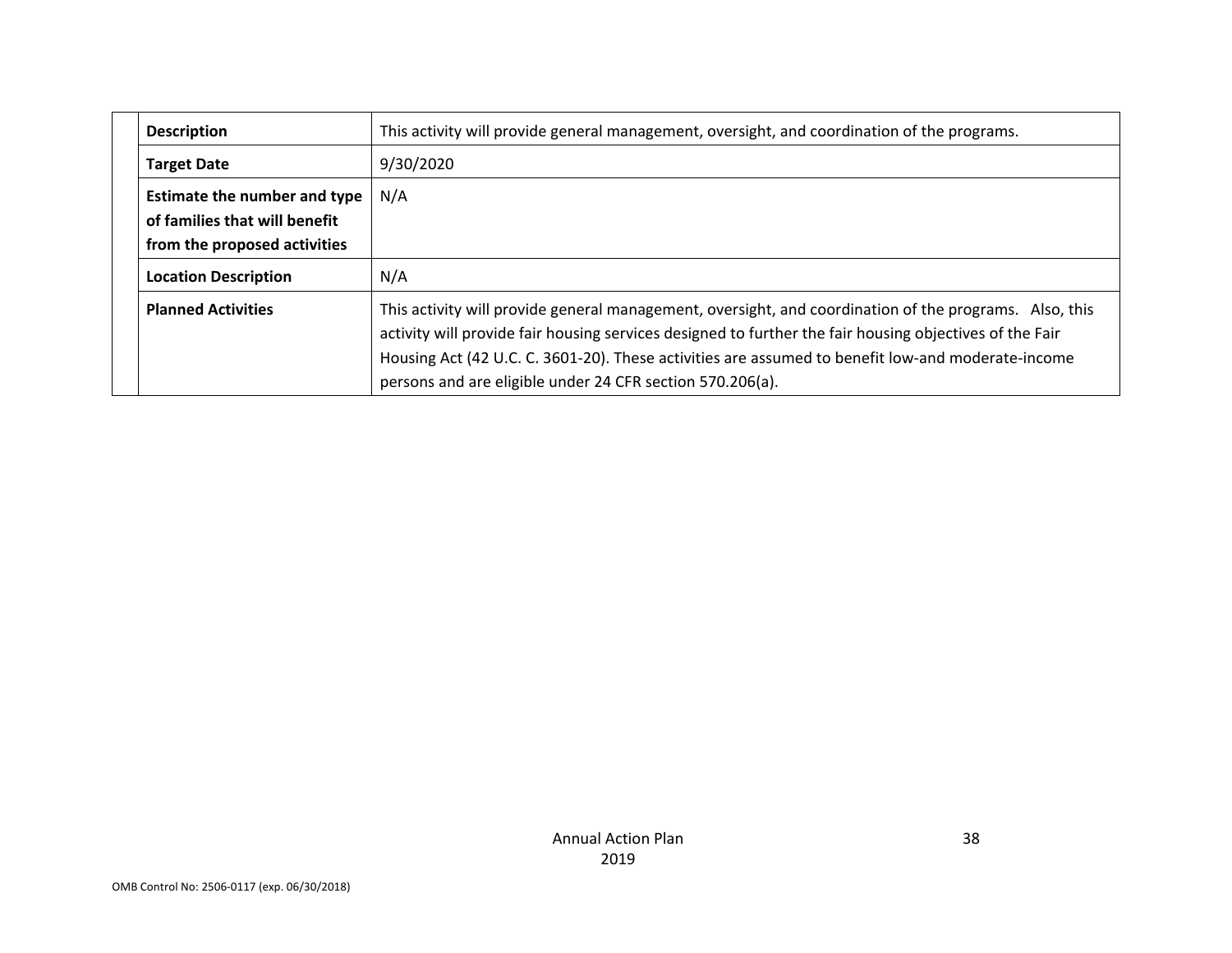| | |
|---|---|
| **Description** | This activity will provide general management, oversight, and coordination of the programs. |
| **Target Date** | 9/30/2020 |
| **Estimate the number and type of families that will benefit from the proposed activities** | N/A |
| **Location Description** | N/A |
| **Planned Activities** | This activity will provide general management, oversight, and coordination of the programs. Also, this activity will provide fair housing services designed to further the fair housing objectives of the Fair Housing Act (42 U.C. C. 3601-20). These activities are assumed to benefit low-and moderate-income persons and are eligible under 24 CFR section 570.206(a). |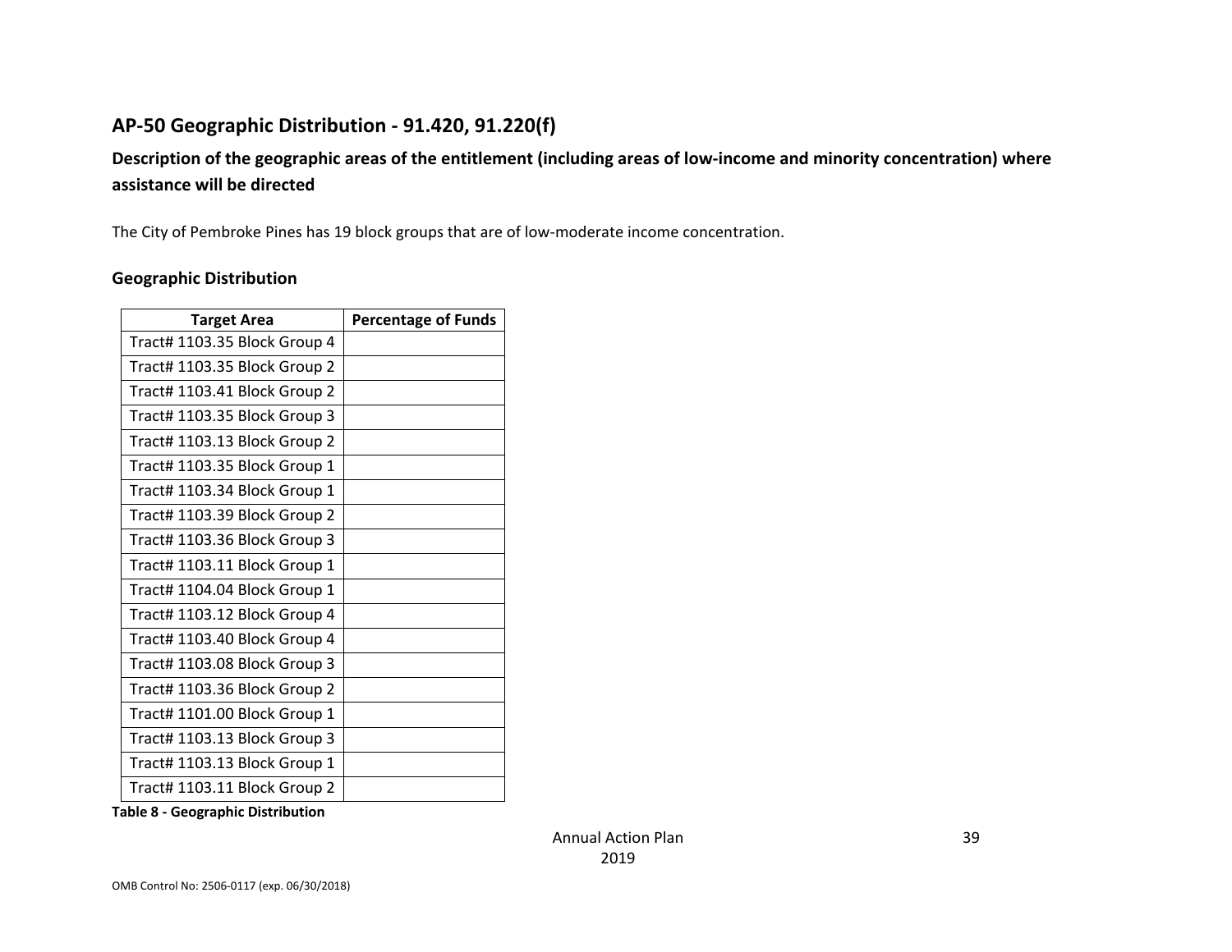## AP-50 Geographic Distribution - 91.420, 91.220(f)

### Description of the geographic areas of the entitlement (including areas of low-income and minority concentration) where assistance will be directed

The City of Pembroke Pines has 19 block groups that are of low-moderate income concentration.

### Geographic Distribution

| Target Area | Percentage of Funds |
|---|---|
| Tract# 1103.35 Block Group 4 | |
| Tract# 1103.35 Block Group 2 | |
| Tract# 1103.41 Block Group 2 | |
| Tract# 1103.35 Block Group 3 | |
| Tract# 1103.13 Block Group 2 | |
| Tract# 1103.35 Block Group 1 | |
| Tract# 1103.34 Block Group 1 | |
| Tract# 1103.39 Block Group 2 | |
| Tract# 1103.36 Block Group 3 | |
| Tract# 1103.11 Block Group 1 | |
| Tract# 1104.04 Block Group 1 | |
| Tract# 1103.12 Block Group 4 | |
| Tract# 1103.40 Block Group 4 | |
| Tract# 1103.08 Block Group 3 | |
| Tract# 1103.36 Block Group 2 | |
| Tract# 1101.00 Block Group 1 | |
| Tract# 1103.13 Block Group 3 | |
| Tract# 1103.13 Block Group 1 | |
| Tract# 1103.11 Block Group 2 | |

**Table 8 - Geographic Distribution**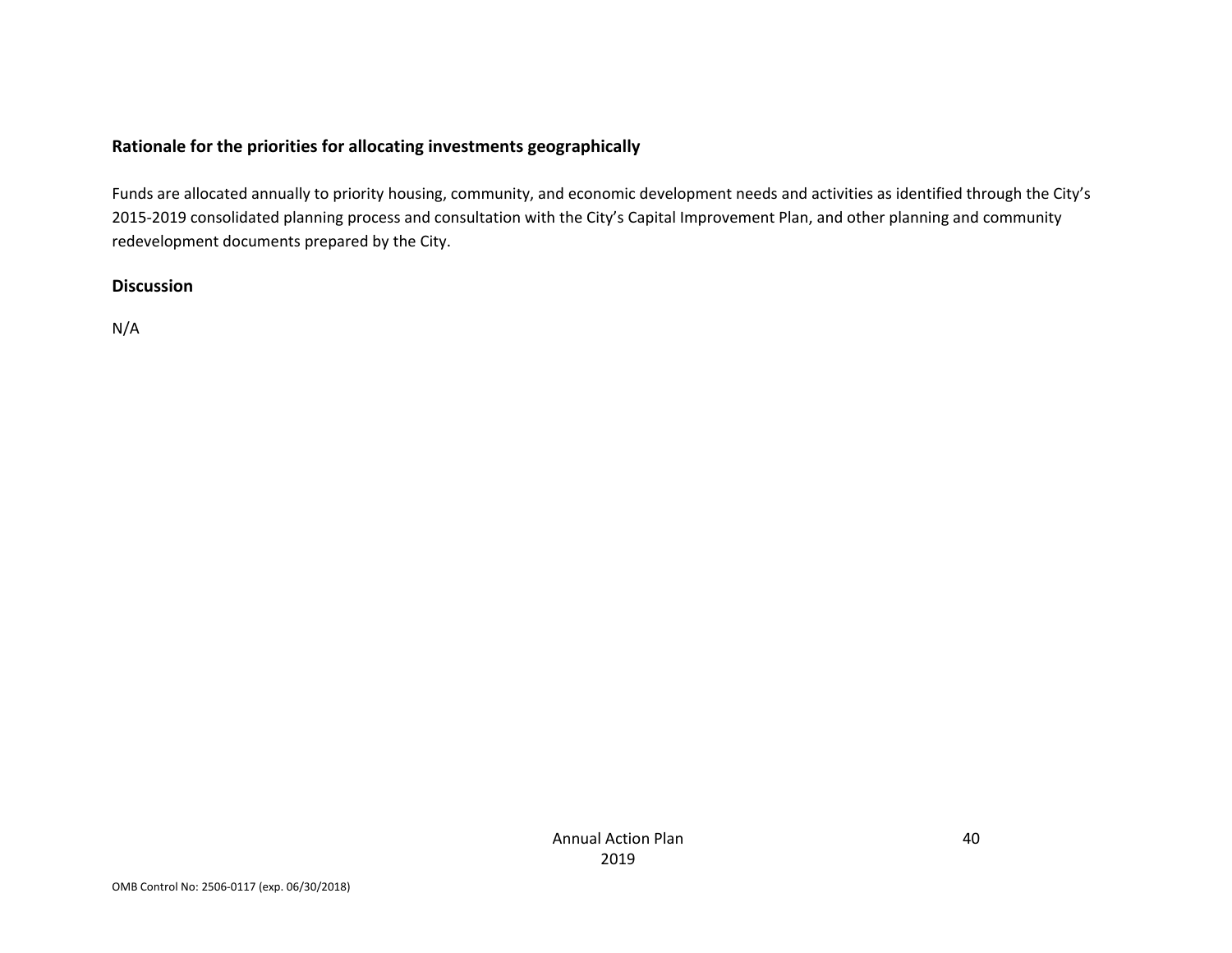**Rationale for the priorities for allocating investments geographically**

Funds are allocated annually to priority housing, community, and economic development needs and activities as identified through the City's 2015-2019 consolidated planning process and consultation with the City's Capital Improvement Plan, and other planning and community redevelopment documents prepared by the City.

**Discussion**

N/A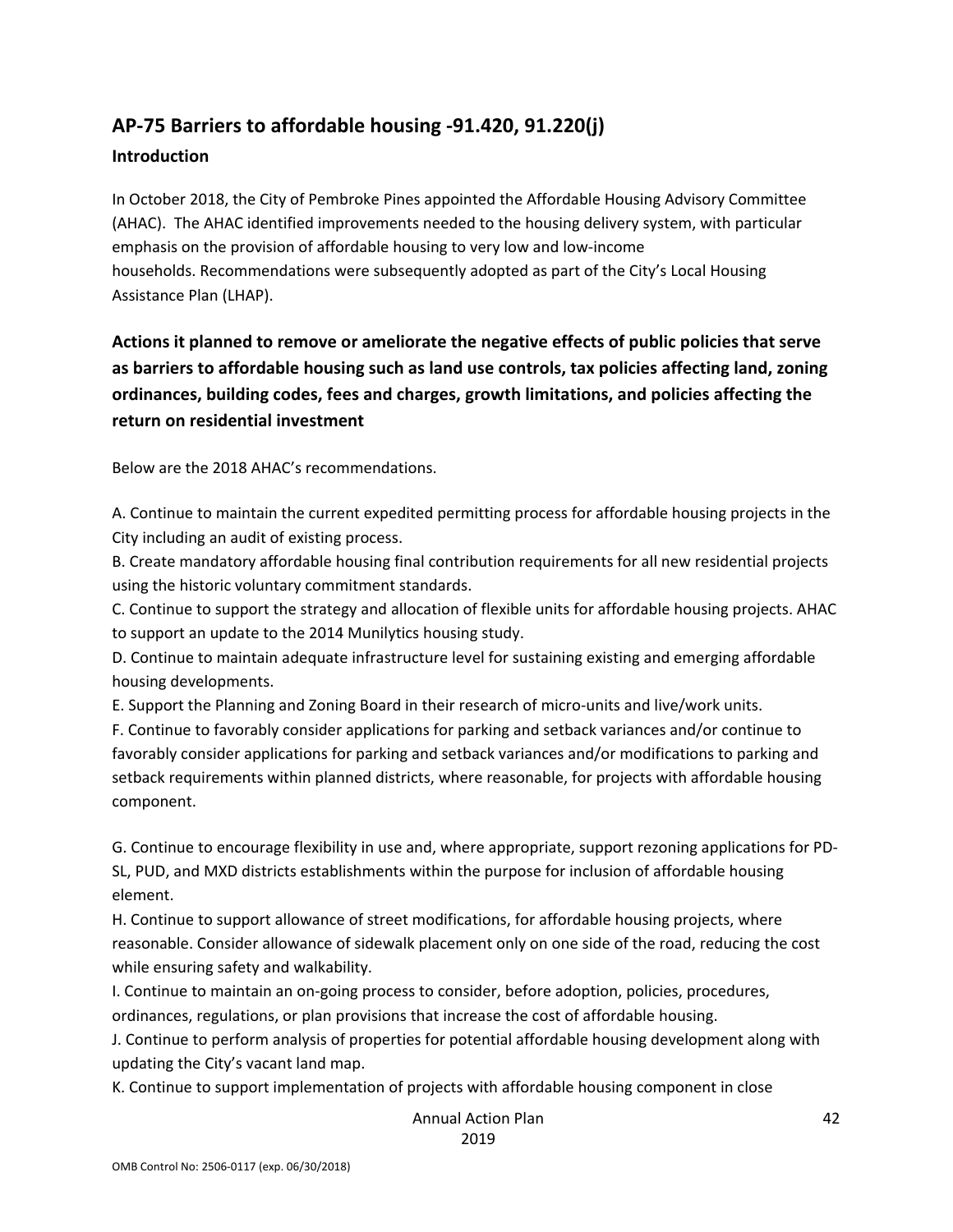## AP-75 Barriers to affordable housing -91.420, 91.220(j)

### Introduction

In October 2018, the City of Pembroke Pines appointed the Affordable Housing Advisory Committee (AHAC). The AHAC identified improvements needed to the housing delivery system, with particular emphasis on the provision of affordable housing to very low and low-income households. Recommendations were subsequently adopted as part of the City's Local Housing Assistance Plan (LHAP).

### Actions it planned to remove or ameliorate the negative effects of public policies that serve as barriers to affordable housing such as land use controls, tax policies affecting land, zoning ordinances, building codes, fees and charges, growth limitations, and policies affecting the return on residential investment

Below are the 2018 AHAC's recommendations.

A. Continue to maintain the current expedited permitting process for affordable housing projects in the City including an audit of existing process.
B. Create mandatory affordable housing final contribution requirements for all new residential projects using the historic voluntary commitment standards.
C. Continue to support the strategy and allocation of flexible units for affordable housing projects. AHAC to support an update to the 2014 Munilytics housing study.
D. Continue to maintain adequate infrastructure level for sustaining existing and emerging affordable housing developments.
E. Support the Planning and Zoning Board in their research of micro-units and live/work units.
F. Continue to favorably consider applications for parking and setback variances and/or continue to favorably consider applications for parking and setback variances and/or modifications to parking and setback requirements within planned districts, where reasonable, for projects with affordable housing component.

G. Continue to encourage flexibility in use and, where appropriate, support rezoning applications for PD-SL, PUD, and MXD districts establishments within the purpose for inclusion of affordable housing element.
H. Continue to support allowance of street modifications, for affordable housing projects, where reasonable. Consider allowance of sidewalk placement only on one side of the road, reducing the cost while ensuring safety and walkability.
I. Continue to maintain an on-going process to consider, before adoption, policies, procedures, ordinances, regulations, or plan provisions that increase the cost of affordable housing.
J. Continue to perform analysis of properties for potential affordable housing development along with updating the City's vacant land map.
K. Continue to support implementation of projects with affordable housing component in close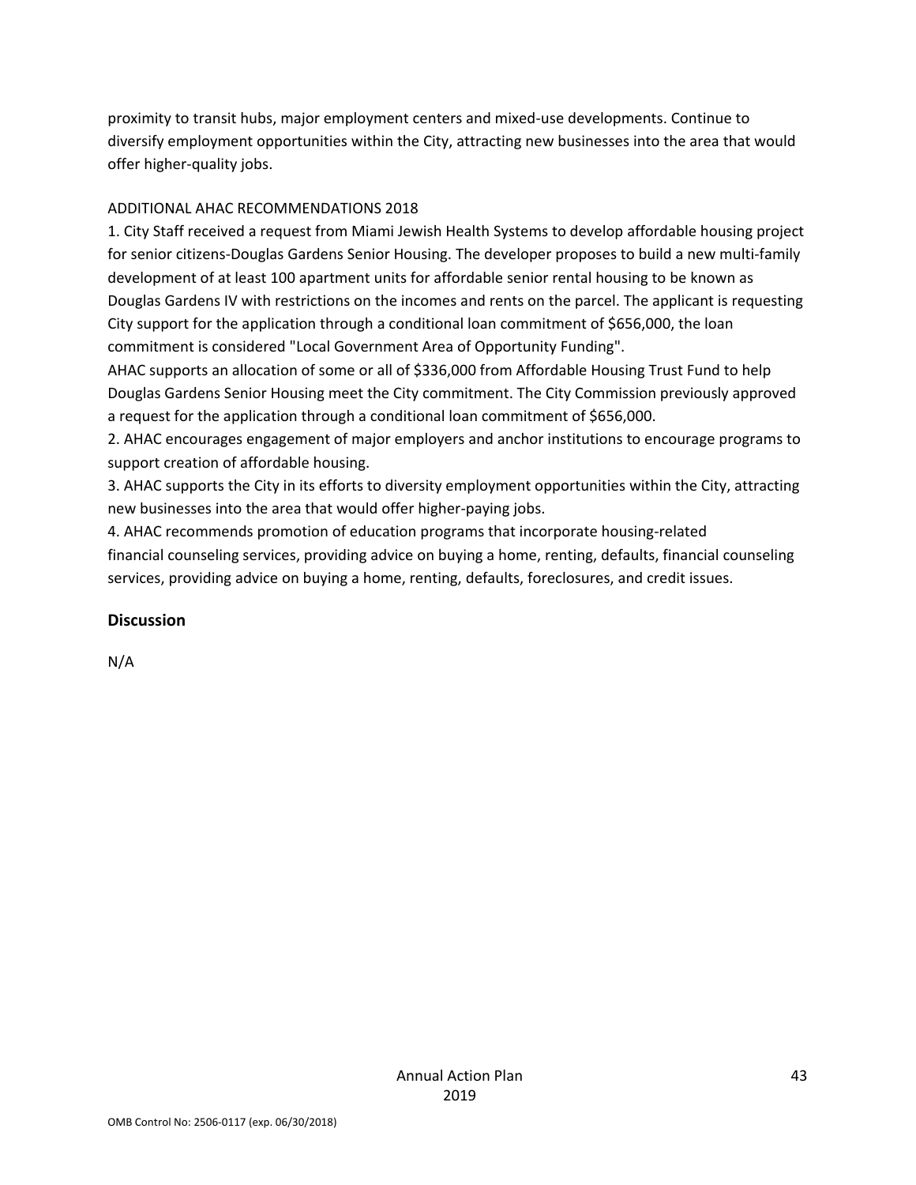proximity to transit hubs, major employment centers and mixed-use developments. Continue to diversify employment opportunities within the City, attracting new businesses into the area that would offer higher-quality jobs.

ADDITIONAL AHAC RECOMMENDATIONS 2018

1. City Staff received a request from Miami Jewish Health Systems to develop affordable housing project for senior citizens-Douglas Gardens Senior Housing. The developer proposes to build a new multi-family development of at least 100 apartment units for affordable senior rental housing to be known as Douglas Gardens IV with restrictions on the incomes and rents on the parcel. The applicant is requesting City support for the application through a conditional loan commitment of $656,000, the loan commitment is considered "Local Government Area of Opportunity Funding".
AHAC supports an allocation of some or all of $336,000 from Affordable Housing Trust Fund to help Douglas Gardens Senior Housing meet the City commitment. The City Commission previously approved a request for the application through a conditional loan commitment of $656,000.
2. AHAC encourages engagement of major employers and anchor institutions to encourage programs to support creation of affordable housing.
3. AHAC supports the City in its efforts to diversity employment opportunities within the City, attracting new businesses into the area that would offer higher-paying jobs.
4. AHAC recommends promotion of education programs that incorporate housing-related financial counseling services, providing advice on buying a home, renting, defaults, financial counseling services, providing advice on buying a home, renting, defaults, foreclosures, and credit issues.

## Discussion

N/A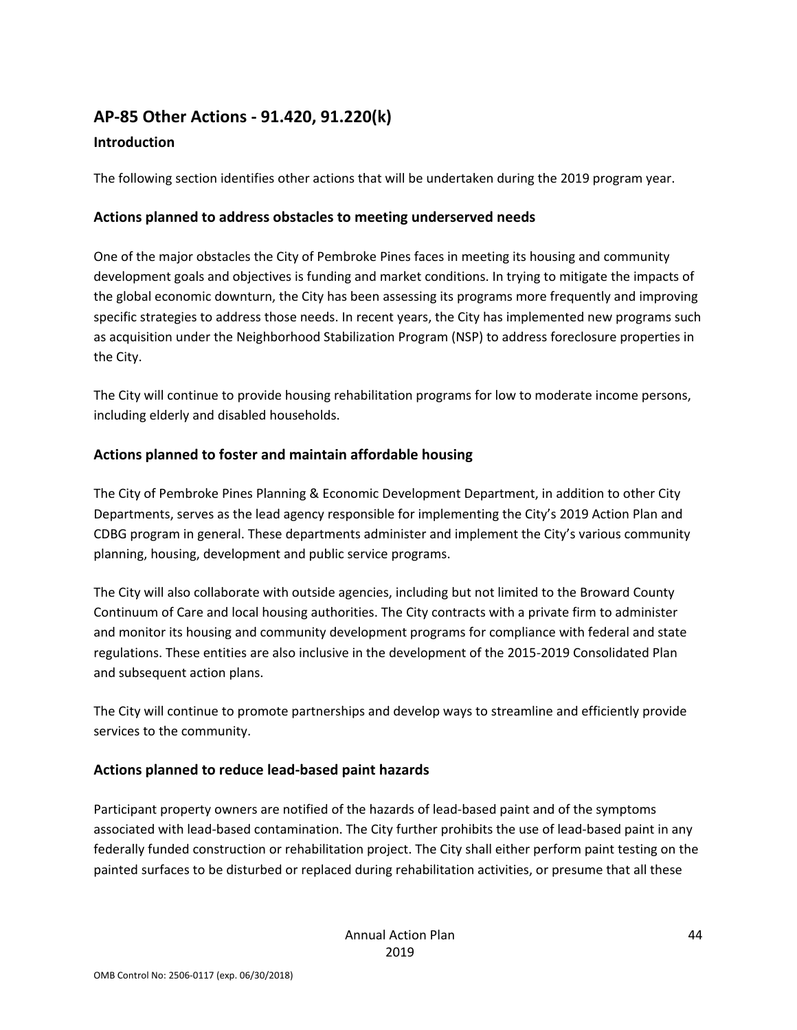## AP-85 Other Actions - 91.420, 91.220(k)

### Introduction

The following section identifies other actions that will be undertaken during the 2019 program year.

### Actions planned to address obstacles to meeting underserved needs

One of the major obstacles the City of Pembroke Pines faces in meeting its housing and community development goals and objectives is funding and market conditions. In trying to mitigate the impacts of the global economic downturn, the City has been assessing its programs more frequently and improving specific strategies to address those needs. In recent years, the City has implemented new programs such as acquisition under the Neighborhood Stabilization Program (NSP) to address foreclosure properties in the City.

The City will continue to provide housing rehabilitation programs for low to moderate income persons, including elderly and disabled households.

### Actions planned to foster and maintain affordable housing

The City of Pembroke Pines Planning & Economic Development Department, in addition to other City Departments, serves as the lead agency responsible for implementing the City's 2019 Action Plan and CDBG program in general. These departments administer and implement the City's various community planning, housing, development and public service programs.

The City will also collaborate with outside agencies, including but not limited to the Broward County Continuum of Care and local housing authorities. The City contracts with a private firm to administer and monitor its housing and community development programs for compliance with federal and state regulations. These entities are also inclusive in the development of the 2015-2019 Consolidated Plan and subsequent action plans.

The City will continue to promote partnerships and develop ways to streamline and efficiently provide services to the community.

### Actions planned to reduce lead-based paint hazards

Participant property owners are notified of the hazards of lead-based paint and of the symptoms associated with lead-based contamination. The City further prohibits the use of lead-based paint in any federally funded construction or rehabilitation project. The City shall either perform paint testing on the painted surfaces to be disturbed or replaced during rehabilitation activities, or presume that all these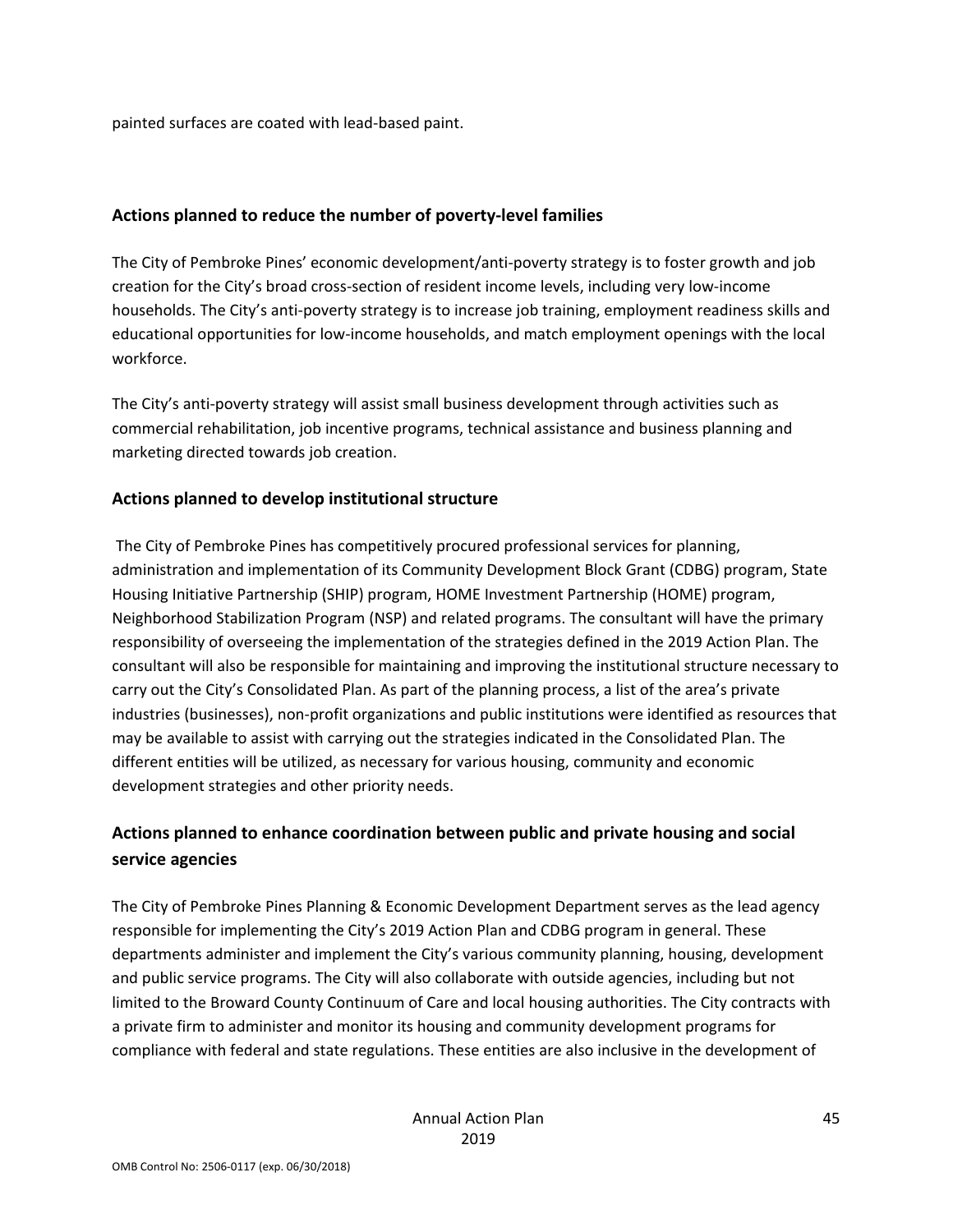painted surfaces are coated with lead-based paint.

### Actions planned to reduce the number of poverty-level families

The City of Pembroke Pines' economic development/anti-poverty strategy is to foster growth and job creation for the City's broad cross-section of resident income levels, including very low-income households. The City's anti-poverty strategy is to increase job training, employment readiness skills and educational opportunities for low-income households, and match employment openings with the local workforce.

The City's anti-poverty strategy will assist small business development through activities such as commercial rehabilitation, job incentive programs, technical assistance and business planning and marketing directed towards job creation.

### Actions planned to develop institutional structure

The City of Pembroke Pines has competitively procured professional services for planning, administration and implementation of its Community Development Block Grant (CDBG) program, State Housing Initiative Partnership (SHIP) program, HOME Investment Partnership (HOME) program, Neighborhood Stabilization Program (NSP) and related programs. The consultant will have the primary responsibility of overseeing the implementation of the strategies defined in the 2019 Action Plan. The consultant will also be responsible for maintaining and improving the institutional structure necessary to carry out the City's Consolidated Plan. As part of the planning process, a list of the area's private industries (businesses), non-profit organizations and public institutions were identified as resources that may be available to assist with carrying out the strategies indicated in the Consolidated Plan. The different entities will be utilized, as necessary for various housing, community and economic development strategies and other priority needs.

### Actions planned to enhance coordination between public and private housing and social service agencies

The City of Pembroke Pines Planning & Economic Development Department serves as the lead agency responsible for implementing the City's 2019 Action Plan and CDBG program in general. These departments administer and implement the City's various community planning, housing, development and public service programs. The City will also collaborate with outside agencies, including but not limited to the Broward County Continuum of Care and local housing authorities. The City contracts with a private firm to administer and monitor its housing and community development programs for compliance with federal and state regulations. These entities are also inclusive in the development of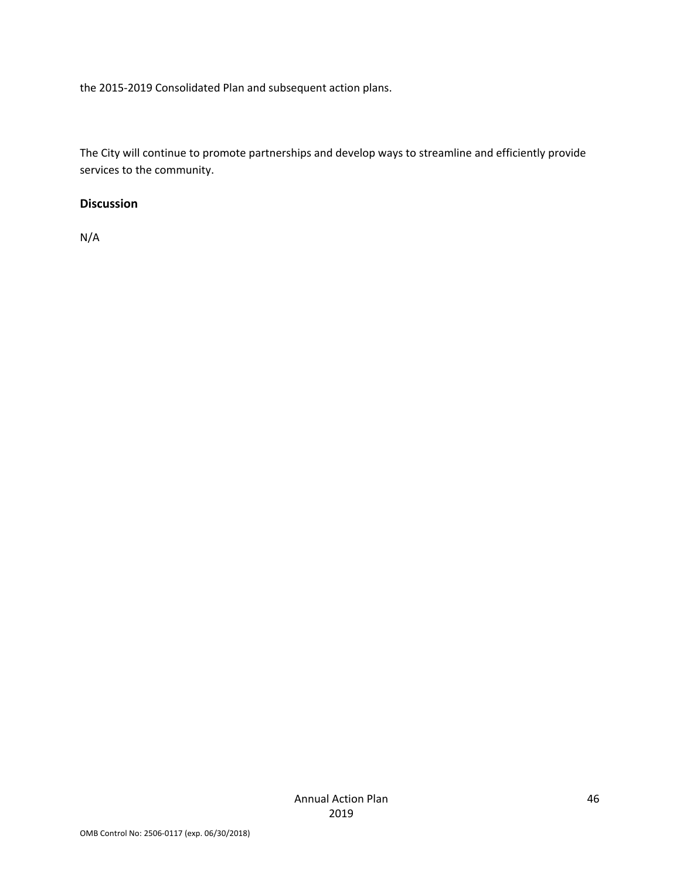the 2015-2019 Consolidated Plan and subsequent action plans.

The City will continue to promote partnerships and develop ways to streamline and efficiently provide services to the community.

### Discussion

N/A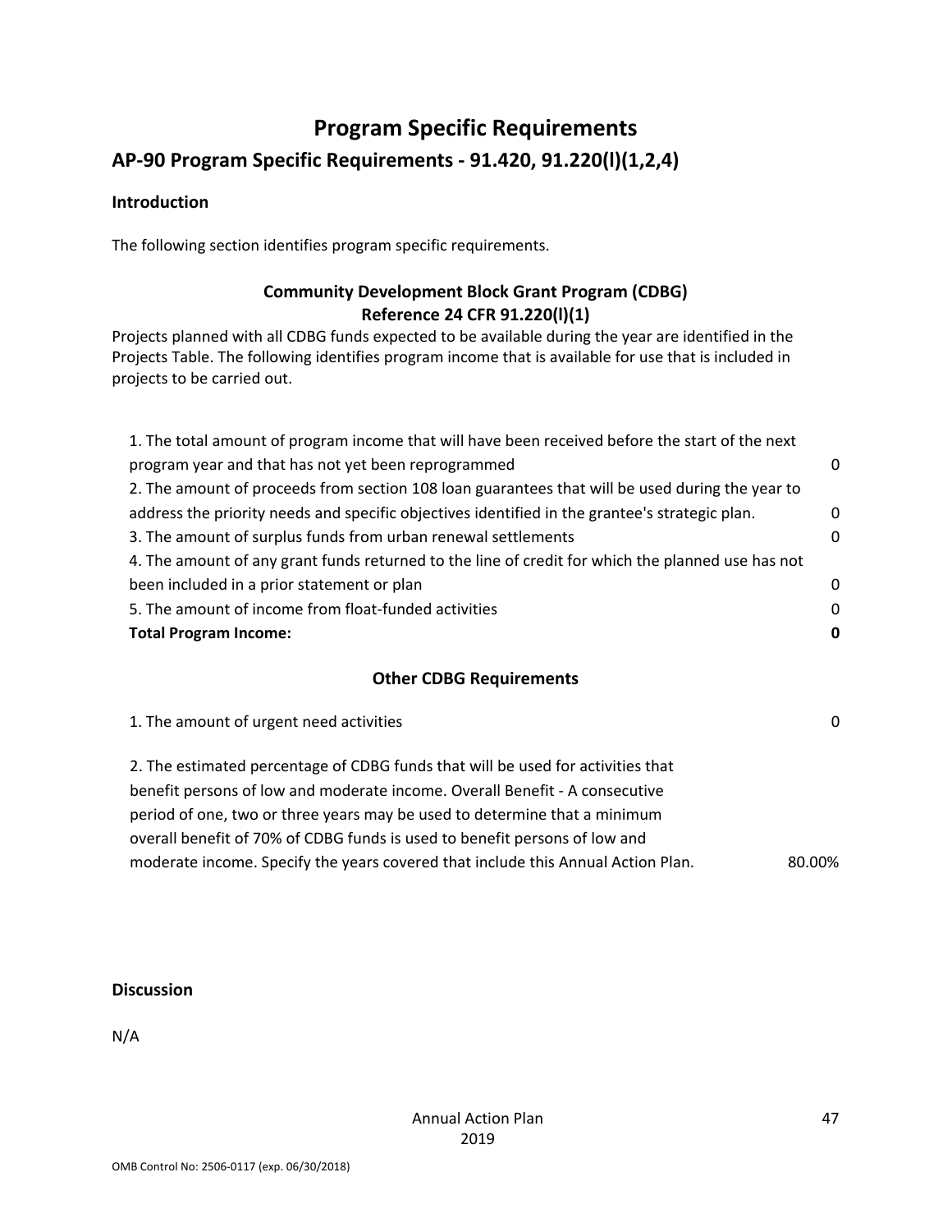# Program Specific Requirements

## AP-90 Program Specific Requirements - 91.420, 91.220(l)(1,2,4)

### Introduction

The following section identifies program specific requirements.

**Community Development Block Grant Program (CDBG)**
**Reference 24 CFR 91.220(l)(1)**

Projects planned with all CDBG funds expected to be available during the year are identified in the Projects Table. The following identifies program income that is available for use that is included in projects to be carried out.

| | |
|---|---|
| 1. The total amount of program income that will have been received before the start of the next program year and that has not yet been reprogrammed | 0 |
| 2. The amount of proceeds from section 108 loan guarantees that will be used during the year to address the priority needs and specific objectives identified in the grantee's strategic plan. | 0 |
| 3. The amount of surplus funds from urban renewal settlements | 0 |
| 4. The amount of any grant funds returned to the line of credit for which the planned use has not been included in a prior statement or plan | 0 |
| 5. The amount of income from float-funded activities | 0 |
| **Total Program Income:** | **0** |

**Other CDBG Requirements**

| | |
|---|---|
| 1. The amount of urgent need activities | 0 |
| 2. The estimated percentage of CDBG funds that will be used for activities that benefit persons of low and moderate income. Overall Benefit - A consecutive period of one, two or three years may be used to determine that a minimum overall benefit of 70% of CDBG funds is used to benefit persons of low and moderate income. Specify the years covered that include this Annual Action Plan. | 80.00% |

### Discussion

N/A